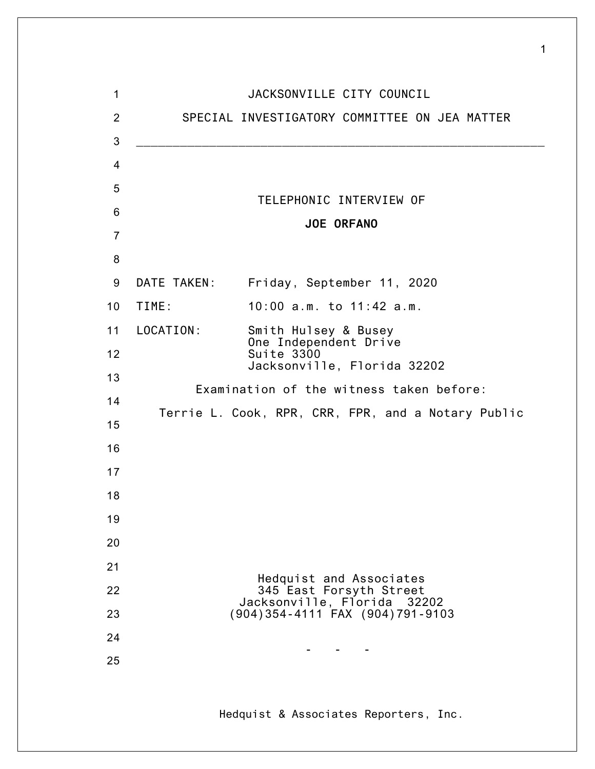# JACKSONVILLE CITY COUNCIL

## SPECIAL INVESTIGATORY COMMITTEE ON JEA MATTER

---

TELEPHONIC INTERVIEW OF

**JOE ORFANO**

DATE TAKEN: Friday, September 11, 2020

TIME: 10:00 a.m. to 11:42 a.m.

LOCATION: Smith Hulsey & Busey
One Independent Drive
Suite 3300
Jacksonville, Florida 32202

Examination of the witness taken before:

Terrie L. Cook, RPR, CRR, FPR, and a Notary Public

Hedquist and Associates
345 East Forsyth Street
Jacksonville, Florida 32202
(904)354-4111 FAX (904)791-9103

\- - -

Hedquist & Associates Reporters, Inc.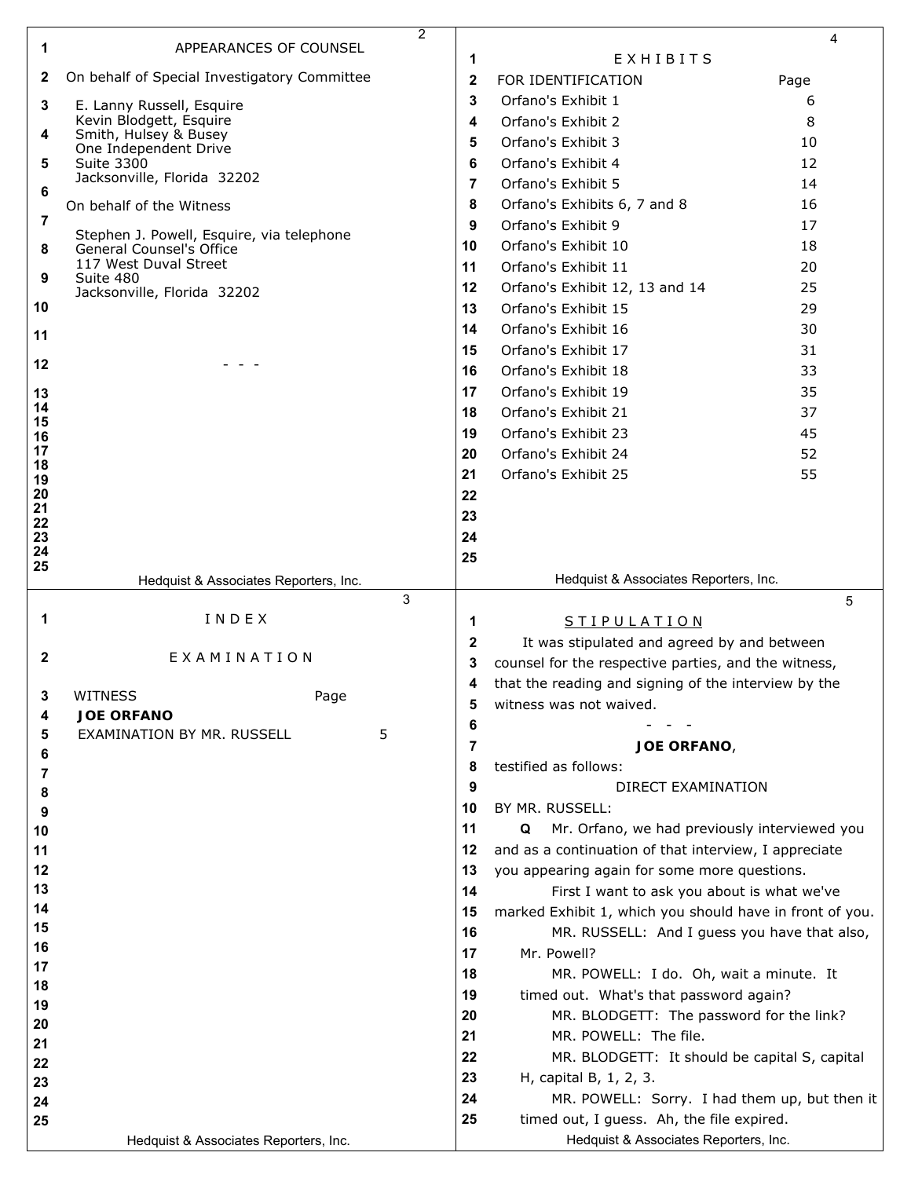APPEARANCES OF COUNSEL

On behalf of Special Investigatory Committee

E. Lanny Russell, Esquire
Kevin Blodgett, Esquire
Smith, Hulsey & Busey
One Independent Drive
Suite 3300
Jacksonville, Florida 32202

On behalf of the Witness

Stephen J. Powell, Esquire, via telephone
General Counsel's Office
117 West Duval Street
Suite 480
Jacksonville, Florida 32202

\- - -

INDEX

EXAMINATION

| WITNESS | Page |
| --- | --- |
| **JOE ORFANO** | |
| EXAMINATION BY MR. RUSSELL | 5 |

EXHIBITS

| FOR IDENTIFICATION | Page |
| --- | --- |
| Orfano's Exhibit 1 | 6 |
| Orfano's Exhibit 2 | 8 |
| Orfano's Exhibit 3 | 10 |
| Orfano's Exhibit 4 | 12 |
| Orfano's Exhibit 5 | 14 |
| Orfano's Exhibits 6, 7 and 8 | 16 |
| Orfano's Exhibit 9 | 17 |
| Orfano's Exhibit 10 | 18 |
| Orfano's Exhibit 11 | 20 |
| Orfano's Exhibit 12, 13 and 14 | 25 |
| Orfano's Exhibit 15 | 29 |
| Orfano's Exhibit 16 | 30 |
| Orfano's Exhibit 17 | 31 |
| Orfano's Exhibit 18 | 33 |
| Orfano's Exhibit 19 | 35 |
| Orfano's Exhibit 21 | 37 |
| Orfano's Exhibit 23 | 45 |
| Orfano's Exhibit 24 | 52 |
| Orfano's Exhibit 25 | 55 |

STIPULATION

It was stipulated and agreed by and between counsel for the respective parties, and the witness, that the reading and signing of the interview by the witness was not waived.

\- - -

**JOE ORFANO**,

testified as follows:

DIRECT EXAMINATION

BY MR. RUSSELL:

**Q** Mr. Orfano, we had previously interviewed you and as a continuation of that interview, I appreciate you appearing again for some more questions.

First I want to ask you about is what we've marked Exhibit 1, which you should have in front of you.

MR. RUSSELL: And I guess you have that also, Mr. Powell?

MR. POWELL: I do. Oh, wait a minute. It timed out. What's that password again?

MR. BLODGETT: The password for the link?

MR. POWELL: The file.

MR. BLODGETT: It should be capital S, capital H, capital B, 1, 2, 3.

MR. POWELL: Sorry. I had them up, but then it timed out, I guess. Ah, the file expired.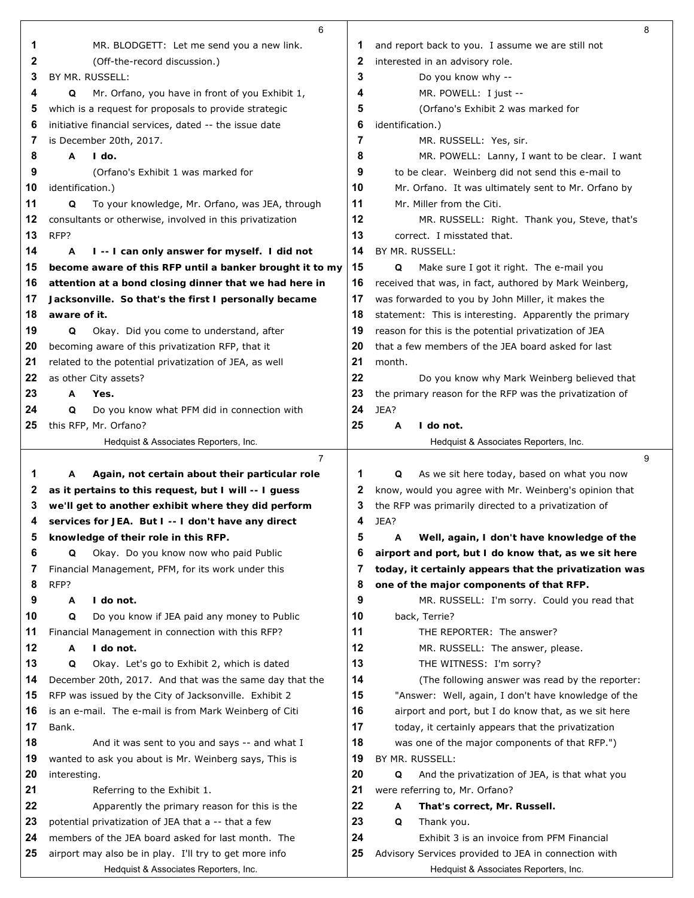MR. BLODGETT: Let me send you a new link.

(Off-the-record discussion.)

BY MR. RUSSELL:

Q Mr. Orfano, you have in front of you Exhibit 1, which is a request for proposals to provide strategic initiative financial services, dated -- the issue date is December 20th, 2017.

A **I do.**

(Orfano's Exhibit 1 was marked for identification.)

Q To your knowledge, Mr. Orfano, was JEA, through consultants or otherwise, involved in this privatization RFP?

A **I -- I can only answer for myself. I did not become aware of this RFP until a banker brought it to my attention at a bond closing dinner that we had here in Jacksonville. So that's the first I personally became aware of it.**

Q Okay. Did you come to understand, after becoming aware of this privatization RFP, that it related to the potential privatization of JEA, as well as other City assets?

A **Yes.**

Q Do you know what PFM did in connection with this RFP, Mr. Orfano?

A **Again, not certain about their particular role as it pertains to this request, but I will -- I guess we'll get to another exhibit where they did perform services for JEA. But I -- I don't have any direct knowledge of their role in this RFP.**

Q Okay. Do you know now who paid Public Financial Management, PFM, for its work under this RFP?

A **I do not.**

Q Do you know if JEA paid any money to Public Financial Management in connection with this RFP?

A **I do not.**

Q Okay. Let's go to Exhibit 2, which is dated December 20th, 2017. And that was the same day that the RFP was issued by the City of Jacksonville. Exhibit 2 is an e-mail. The e-mail is from Mark Weinberg of Citi Bank.

And it was sent to you and says -- and what I wanted to ask you about is Mr. Weinberg says, This is interesting.

Referring to the Exhibit 1.

Apparently the primary reason for this is the potential privatization of JEA that a -- that a few members of the JEA board asked for last month. The airport may also be in play. I'll try to get more info and report back to you. I assume we are still not interested in an advisory role.

Do you know why --

MR. POWELL: I just --

(Orfano's Exhibit 2 was marked for identification.)

MR. RUSSELL: Yes, sir.

MR. POWELL: Lanny, I want to be clear. I want to be clear. Weinberg did not send this e-mail to Mr. Orfano. It was ultimately sent to Mr. Orfano by Mr. Miller from the Citi.

MR. RUSSELL: Right. Thank you, Steve, that's correct. I misstated that.

BY MR. RUSSELL:

Q Make sure I got it right. The e-mail you received that was, in fact, authored by Mark Weinberg, was forwarded to you by John Miller, it makes the statement: This is interesting. Apparently the primary reason for this is the potential privatization of JEA that a few members of the JEA board asked for last month.

Do you know why Mark Weinberg believed that the primary reason for the RFP was the privatization of JEA?

A **I do not.**

Q As we sit here today, based on what you now know, would you agree with Mr. Weinberg's opinion that the RFP was primarily directed to a privatization of JEA?

A **Well, again, I don't have knowledge of the airport and port, but I do know that, as we sit here today, it certainly appears that the privatization was one of the major components of that RFP.**

MR. RUSSELL: I'm sorry. Could you read that back, Terrie?

THE REPORTER: The answer?

MR. RUSSELL: The answer, please.

THE WITNESS: I'm sorry?

(The following answer was read by the reporter: "Answer: Well, again, I don't have knowledge of the airport and port, but I do know that, as we sit here today, it certainly appears that the privatization was one of the major components of that RFP.")

BY MR. RUSSELL:

Q And the privatization of JEA, is that what you were referring to, Mr. Orfano?

A **That's correct, Mr. Russell.**

Q Thank you.

Exhibit 3 is an invoice from PFM Financial Advisory Services provided to JEA in connection with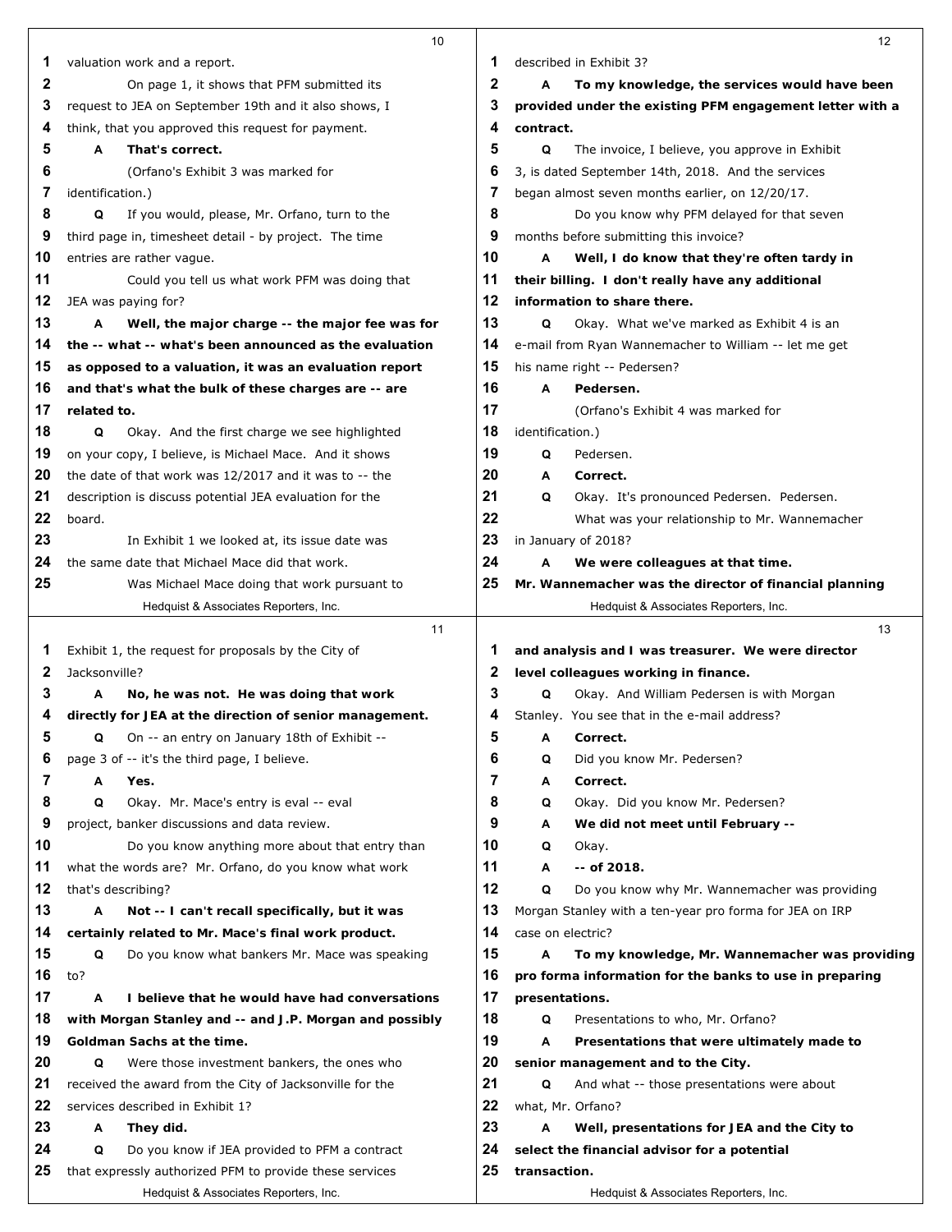valuation work and a report.

On page 1, it shows that PFM submitted its request to JEA on September 19th and it also shows, I think, that you approved this request for payment.

**A That's correct.**

(Orfano's Exhibit 3 was marked for identification.)

Q If you would, please, Mr. Orfano, turn to the third page in, timesheet detail - by project. The time entries are rather vague.

Could you tell us what work PFM was doing that JEA was paying for?

**A Well, the major charge -- the major fee was for the -- what -- what's been announced as the evaluation as opposed to a valuation, it was an evaluation report and that's what the bulk of these charges are -- are related to.**

Q Okay. And the first charge we see highlighted on your copy, I believe, is Michael Mace. And it shows the date of that work was 12/2017 and it was to -- the description is discuss potential JEA evaluation for the board.

In Exhibit 1 we looked at, its issue date was the same date that Michael Mace did that work.

Was Michael Mace doing that work pursuant to Exhibit 1, the request for proposals by the City of Jacksonville?

**A No, he was not. He was doing that work directly for JEA at the direction of senior management.**

Q On -- an entry on January 18th of Exhibit -- page 3 of -- it's the third page, I believe.

**A Yes.**

Q Okay. Mr. Mace's entry is eval -- eval project, banker discussions and data review.

Do you know anything more about that entry than what the words are? Mr. Orfano, do you know what work that's describing?

**A Not -- I can't recall specifically, but it was certainly related to Mr. Mace's final work product.**

Q Do you know what bankers Mr. Mace was speaking to?

**A I believe that he would have had conversations with Morgan Stanley and -- and J.P. Morgan and possibly Goldman Sachs at the time.**

Q Were those investment bankers, the ones who received the award from the City of Jacksonville for the services described in Exhibit 1?

**A They did.**

Q Do you know if JEA provided to PFM a contract that expressly authorized PFM to provide these services described in Exhibit 3?

**A To my knowledge, the services would have been provided under the existing PFM engagement letter with a contract.**

Q The invoice, I believe, you approve in Exhibit 3, is dated September 14th, 2018. And the services began almost seven months earlier, on 12/20/17.

Do you know why PFM delayed for that seven months before submitting this invoice?

**A Well, I do know that they're often tardy in their billing. I don't really have any additional information to share there.**

Q Okay. What we've marked as Exhibit 4 is an e-mail from Ryan Wannemacher to William -- let me get his name right -- Pedersen?

**A Pedersen.**

(Orfano's Exhibit 4 was marked for identification.)

Q Pedersen.

**A Correct.**

Q Okay. It's pronounced Pedersen. Pedersen.

What was your relationship to Mr. Wannemacher in January of 2018?

**A We were colleagues at that time. Mr. Wannemacher was the director of financial planning and analysis and I was treasurer. We were director level colleagues working in finance.**

Q Okay. And William Pedersen is with Morgan Stanley. You see that in the e-mail address?

**A Correct.**

Q Did you know Mr. Pedersen?

**A Correct.**

Q Okay. Did you know Mr. Pedersen?

**A We did not meet until February --**

Q Okay.

**A -- of 2018.**

Q Do you know why Mr. Wannemacher was providing Morgan Stanley with a ten-year pro forma for JEA on IRP case on electric?

**A To my knowledge, Mr. Wannemacher was providing pro forma information for the banks to use in preparing presentations.**

Q Presentations to who, Mr. Orfano?

**A Presentations that were ultimately made to senior management and to the City.**

Q And what -- those presentations were about what, Mr. Orfano?

**A Well, presentations for JEA and the City to select the financial advisor for a potential transaction.**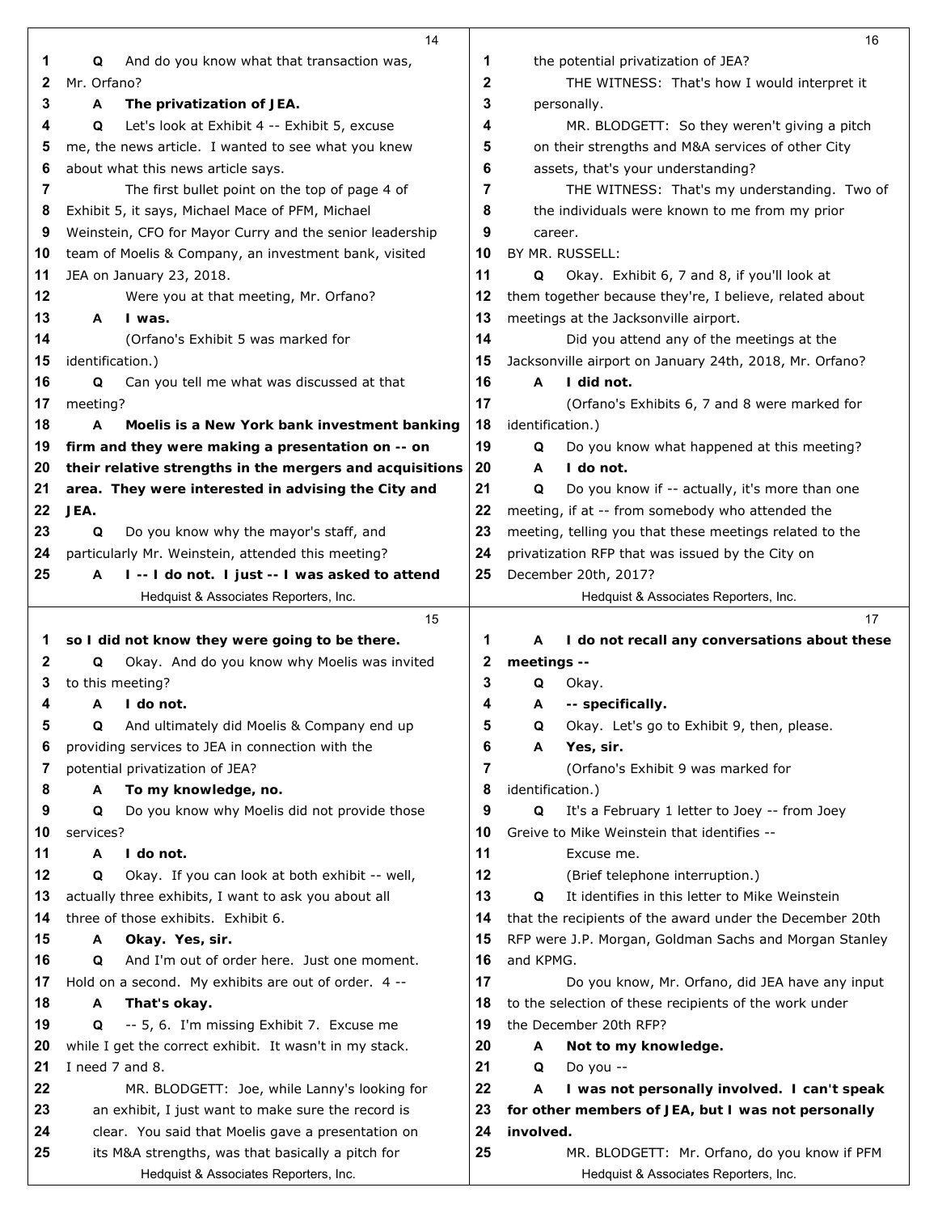14

1 Q And do you know what that transaction was,
2 Mr. Orfano?
3 A **The privatization of JEA.**
4 Q Let's look at Exhibit 4 -- Exhibit 5, excuse
5 me, the news article. I wanted to see what you knew
6 about what this news article says.
7 The first bullet point on the top of page 4 of
8 Exhibit 5, it says, Michael Mace of PFM, Michael
9 Weinstein, CFO for Mayor Curry and the senior leadership
10 team of Moelis & Company, an investment bank, visited
11 JEA on January 23, 2018.
12 Were you at that meeting, Mr. Orfano?
13 A **I was.**
14 (Orfano's Exhibit 5 was marked for
15 identification.)
16 Q Can you tell me what was discussed at that
17 meeting?
18 A **Moelis is a New York bank investment banking**
19 **firm and they were making a presentation on -- on**
20 **their relative strengths in the mergers and acquisitions**
21 **area. They were interested in advising the City and**
22 **JEA.**
23 Q Do you know why the mayor's staff, and
24 particularly Mr. Weinstein, attended this meeting?
25 A **I -- I do not. I just -- I was asked to attend**

15

1 **so I did not know they were going to be there.**
2 Q Okay. And do you know why Moelis was invited
3 to this meeting?
4 A **I do not.**
5 Q And ultimately did Moelis & Company end up
6 providing services to JEA in connection with the
7 potential privatization of JEA?
8 A **To my knowledge, no.**
9 Q Do you know why Moelis did not provide those
10 services?
11 A **I do not.**
12 Q Okay. If you can look at both exhibit -- well,
13 actually three exhibits, I want to ask you about all
14 three of those exhibits. Exhibit 6.
15 A **Okay. Yes, sir.**
16 Q And I'm out of order here. Just one moment.
17 Hold on a second. My exhibits are out of order. 4 --
18 A **That's okay.**
19 Q -- 5, 6. I'm missing Exhibit 7. Excuse me
20 while I get the correct exhibit. It wasn't in my stack.
21 I need 7 and 8.
22 MR. BLODGETT: Joe, while Lanny's looking for
23 an exhibit, I just want to make sure the record is
24 clear. You said that Moelis gave a presentation on
25 its M&A strengths, was that basically a pitch for

16

1 the potential privatization of JEA?
2 THE WITNESS: That's how I would interpret it
3 personally.
4 MR. BLODGETT: So they weren't giving a pitch
5 on their strengths and M&A services of other City
6 assets, that's your understanding?
7 THE WITNESS: That's my understanding. Two of
8 the individuals were known to me from my prior
9 career.
10 BY MR. RUSSELL:
11 Q Okay. Exhibit 6, 7 and 8, if you'll look at
12 them together because they're, I believe, related about
13 meetings at the Jacksonville airport.
14 Did you attend any of the meetings at the
15 Jacksonville airport on January 24th, 2018, Mr. Orfano?
16 A **I did not.**
17 (Orfano's Exhibits 6, 7 and 8 were marked for
18 identification.)
19 Q Do you know what happened at this meeting?
20 A **I do not.**
21 Q Do you know if -- actually, it's more than one
22 meeting, if at -- from somebody who attended the
23 meeting, telling you that these meetings related to the
24 privatization RFP that was issued by the City on
25 December 20th, 2017?

17

1 A **I do not recall any conversations about these**
2 **meetings --**
3 Q Okay.
4 A **-- specifically.**
5 Q Okay. Let's go to Exhibit 9, then, please.
6 A **Yes, sir.**
7 (Orfano's Exhibit 9 was marked for
8 identification.)
9 Q It's a February 1 letter to Joey -- from Joey
10 Greive to Mike Weinstein that identifies --
11 Excuse me.
12 (Brief telephone interruption.)
13 Q It identifies in this letter to Mike Weinstein
14 that the recipients of the award under the December 20th
15 RFP were J.P. Morgan, Goldman Sachs and Morgan Stanley
16 and KPMG.
17 Do you know, Mr. Orfano, did JEA have any input
18 to the selection of these recipients of the work under
19 the December 20th RFP?
20 A **Not to my knowledge.**
21 Q Do you --
22 A **I was not personally involved. I can't speak**
23 **for other members of JEA, but I was not personally**
24 **involved.**
25 MR. BLODGETT: Mr. Orfano, do you know if PFM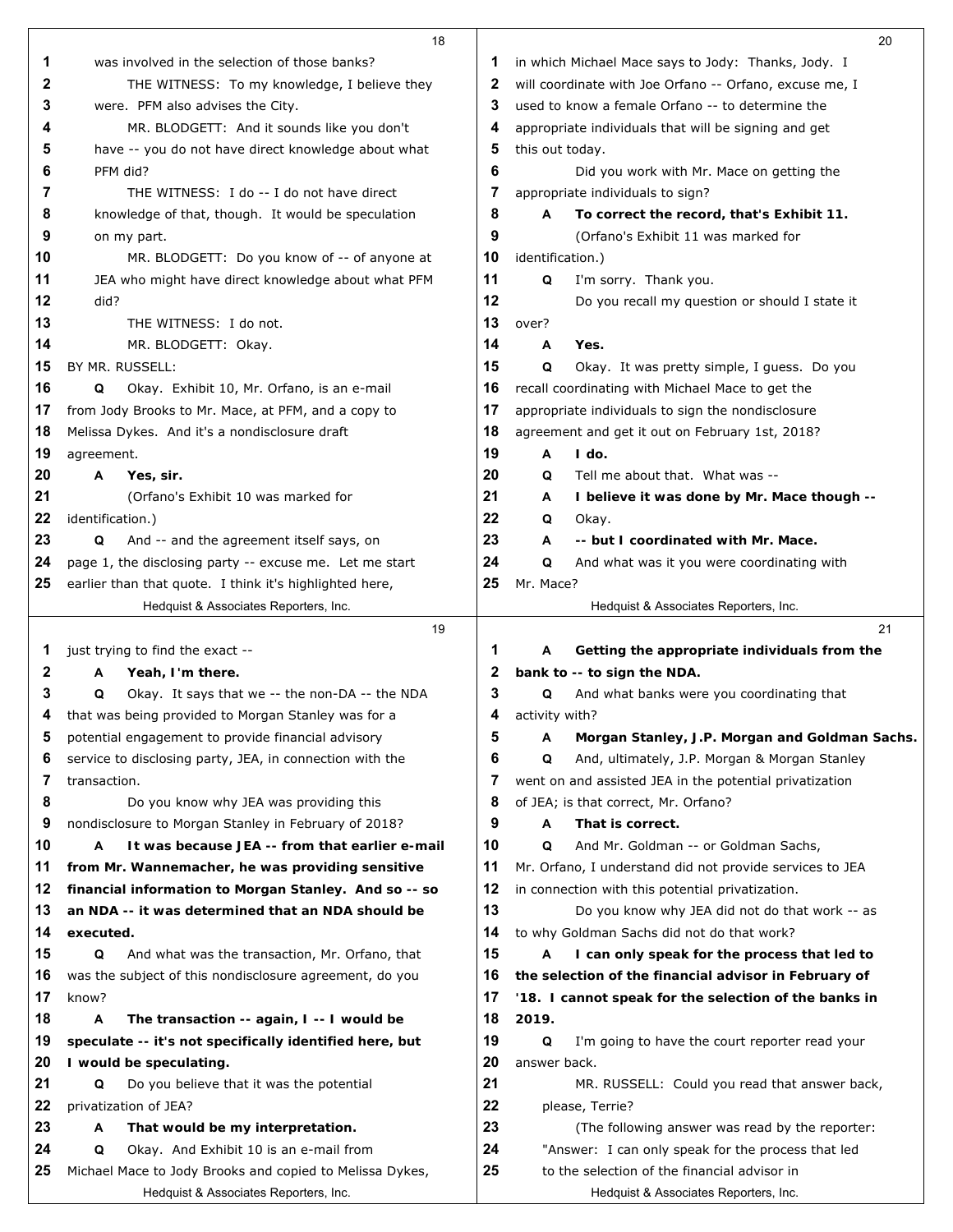was involved in the selection of those banks?

THE WITNESS: To my knowledge, I believe they were. PFM also advises the City.

MR. BLODGETT: And it sounds like you don't have -- you do not have direct knowledge about what PFM did?

THE WITNESS: I do -- I do not have direct knowledge of that, though. It would be speculation on my part.

MR. BLODGETT: Do you know of -- of anyone at JEA who might have direct knowledge about what PFM did?

THE WITNESS: I do not.

MR. BLODGETT: Okay.

BY MR. RUSSELL:

Q Okay. Exhibit 10, Mr. Orfano, is an e-mail from Jody Brooks to Mr. Mace, at PFM, and a copy to Melissa Dykes. And it's a nondisclosure draft agreement.

**A Yes, sir.**

(Orfano's Exhibit 10 was marked for identification.)

Q And -- and the agreement itself says, on page 1, the disclosing party -- excuse me. Let me start earlier than that quote. I think it's highlighted here, just trying to find the exact --

**A Yeah, I'm there.**

Q Okay. It says that we -- the non-DA -- the NDA that was being provided to Morgan Stanley was for a potential engagement to provide financial advisory service to disclosing party, JEA, in connection with the transaction.

Do you know why JEA was providing this nondisclosure to Morgan Stanley in February of 2018?

**A It was because JEA -- from that earlier e-mail from Mr. Wannemacher, he was providing sensitive financial information to Morgan Stanley. And so -- so an NDA -- it was determined that an NDA should be executed.**

Q And what was the transaction, Mr. Orfano, that was the subject of this nondisclosure agreement, do you know?

**A The transaction -- again, I -- I would be speculate -- it's not specifically identified here, but I would be speculating.**

Q Do you believe that it was the potential privatization of JEA?

**A That would be my interpretation.**

Q Okay. And Exhibit 10 is an e-mail from Michael Mace to Jody Brooks and copied to Melissa Dykes, in which Michael Mace says to Jody: Thanks, Jody. I will coordinate with Joe Orfano -- Orfano, excuse me, I used to know a female Orfano -- to determine the appropriate individuals that will be signing and get this out today.

Did you work with Mr. Mace on getting the appropriate individuals to sign?

**A To correct the record, that's Exhibit 11.**

(Orfano's Exhibit 11 was marked for identification.)

Q I'm sorry. Thank you.

Do you recall my question or should I state it over?

**A Yes.**

Q Okay. It was pretty simple, I guess. Do you recall coordinating with Michael Mace to get the appropriate individuals to sign the nondisclosure agreement and get it out on February 1st, 2018?

**A I do.**

Q Tell me about that. What was --

**A I believe it was done by Mr. Mace though --**

Q Okay.

**A -- but I coordinated with Mr. Mace.**

Q And what was it you were coordinating with Mr. Mace?

**A Getting the appropriate individuals from the bank to -- to sign the NDA.**

Q And what banks were you coordinating that activity with?

**A Morgan Stanley, J.P. Morgan and Goldman Sachs.**

Q And, ultimately, J.P. Morgan & Morgan Stanley went on and assisted JEA in the potential privatization of JEA; is that correct, Mr. Orfano?

**A That is correct.**

Q And Mr. Goldman -- or Goldman Sachs, Mr. Orfano, I understand did not provide services to JEA in connection with this potential privatization.

Do you know why JEA did not do that work -- as to why Goldman Sachs did not do that work?

**A I can only speak for the process that led to the selection of the financial advisor in February of '18. I cannot speak for the selection of the banks in 2019.**

Q I'm going to have the court reporter read your answer back.

MR. RUSSELL: Could you read that answer back, please, Terrie?

(The following answer was read by the reporter: "Answer: I can only speak for the process that led to the selection of the financial advisor in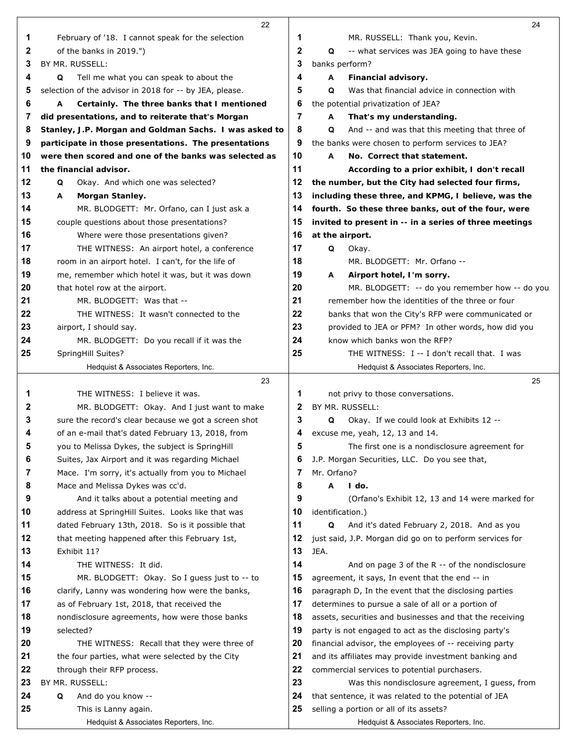February of '18. I cannot speak for the selection of the banks in 2019.")

BY MR. RUSSELL:

Q Tell me what you can speak to about the selection of the advisor in 2018 for -- by JEA, please.

A **Certainly. The three banks that I mentioned did presentations, and to reiterate that's Morgan Stanley, J.P. Morgan and Goldman Sachs. I was asked to participate in those presentations. The presentations were then scored and one of the banks was selected as the financial advisor.**

Q Okay. And which one was selected?

A **Morgan Stanley.**

MR. BLODGETT: Mr. Orfano, can I just ask a couple questions about those presentations?

Where were those presentations given?

THE WITNESS: An airport hotel, a conference room in an airport hotel. I can't, for the life of me, remember which hotel it was, but it was down that hotel row at the airport.

MR. BLODGETT: Was that --

THE WITNESS: It wasn't connected to the airport, I should say.

MR. BLODGETT: Do you recall if it was the SpringHill Suites?

THE WITNESS: I believe it was.

MR. BLODGETT: Okay. And I just want to make sure the record's clear because we got a screen shot of an e-mail that's dated February 13, 2018, from you to Melissa Dykes, the subject is SpringHill Suites, Jax Airport and it was regarding Michael Mace. I'm sorry, it's actually from you to Michael Mace and Melissa Dykes was cc'd.

And it talks about a potential meeting and address at SpringHill Suites. Looks like that was dated February 13th, 2018. So is it possible that that meeting happened after this February 1st, Exhibit 11?

THE WITNESS: It did.

MR. BLODGETT: Okay. So I guess just to -- to clarify, Lanny was wondering how were the banks, as of February 1st, 2018, that received the nondisclosure agreements, how were those banks selected?

THE WITNESS: Recall that they were three of the four parties, what were selected by the City through their RFP process.

BY MR. RUSSELL:

Q And do you know --

This is Lanny again.

MR. RUSSELL: Thank you, Kevin.

Q -- what services was JEA going to have these banks perform?

A **Financial advisory.**

Q Was that financial advice in connection with the potential privatization of JEA?

A **That's my understanding.**

Q And -- and was that this meeting that three of the banks were chosen to perform services to JEA?

A **No. Correct that statement.**

**According to a prior exhibit, I don't recall the number, but the City had selected four firms, including these three, and KPMG, I believe, was the fourth. So these three banks, out of the four, were invited to present in -- in a series of three meetings at the airport.**

Q Okay.

MR. BLODGETT: Mr. Orfano --

A **Airport hotel, I'm sorry.**

MR. BLODGETT: -- do you remember how -- do you remember how the identities of the three or four banks that won the City's RFP were communicated or provided to JEA or PFM? In other words, how did you know which banks won the RFP?

THE WITNESS: I -- I don't recall that. I was not privy to those conversations.

BY MR. RUSSELL:

Q Okay. If we could look at Exhibits 12 -- excuse me, yeah, 12, 13 and 14.

The first one is a nondisclosure agreement for J.P. Morgan Securities, LLC. Do you see that, Mr. Orfano?

A **I do.**

(Orfano's Exhibit 12, 13 and 14 were marked for identification.)

Q And it's dated February 2, 2018. And as you just said, J.P. Morgan did go on to perform services for JEA.

And on page 3 of the R -- of the nondisclosure agreement, it says, In event that the end -- in paragraph D, In the event that the disclosing parties determines to pursue a sale of all or a portion of assets, securities and businesses and that the receiving party is not engaged to act as the disclosing party's financial advisor, the employees of -- receiving party and its affiliates may provide investment banking and commercial services to potential purchasers.

Was this nondisclosure agreement, I guess, from that sentence, it was related to the potential of JEA selling a portion or all of its assets?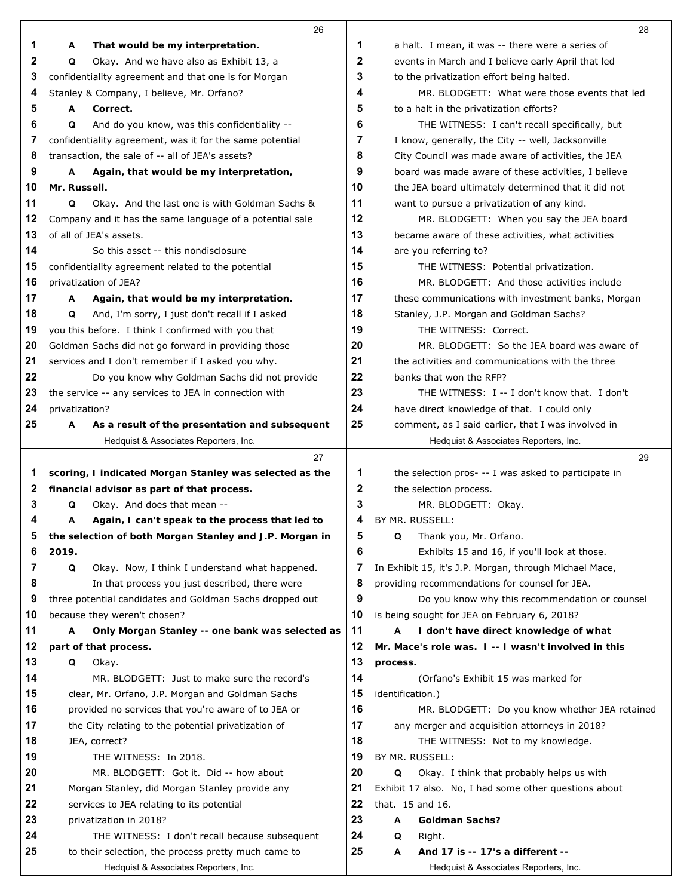**Page 26**

1 **A That would be my interpretation.**
2 Q Okay. And we have also as Exhibit 13, a
3 confidentiality agreement and that one is for Morgan
4 Stanley & Company, I believe, Mr. Orfano?
5 **A Correct.**
6 Q And do you know, was this confidentiality --
7 confidentiality agreement, was it for the same potential
8 transaction, the sale of -- all of JEA's assets?
9 **A Again, that would be my interpretation,**
10 **Mr. Russell.**
11 Q Okay. And the last one is with Goldman Sachs &
12 Company and it has the same language of a potential sale
13 of all of JEA's assets.
14 So this asset -- this nondisclosure
15 confidentiality agreement related to the potential
16 privatization of JEA?
17 **A Again, that would be my interpretation.**
18 Q And, I'm sorry, I just don't recall if I asked
19 you this before. I think I confirmed with you that
20 Goldman Sachs did not go forward in providing those
21 services and I don't remember if I asked you why.
22 Do you know why Goldman Sachs did not provide
23 the service -- any services to JEA in connection with
24 privatization?
25 **A As a result of the presentation and subsequent**

**Page 27**

1 **scoring, I indicated Morgan Stanley was selected as the**
2 **financial advisor as part of that process.**
3 Q Okay. And does that mean --
4 **A Again, I can't speak to the process that led to**
5 **the selection of both Morgan Stanley and J.P. Morgan in**
6 **2019.**
7 Q Okay. Now, I think I understand what happened.
8 In that process you just described, there were
9 three potential candidates and Goldman Sachs dropped out
10 because they weren't chosen?
11 **A Only Morgan Stanley -- one bank was selected as**
12 **part of that process.**
13 Q Okay.
14 MR. BLODGETT: Just to make sure the record's
15 clear, Mr. Orfano, J.P. Morgan and Goldman Sachs
16 provided no services that you're aware of to JEA or
17 the City relating to the potential privatization of
18 JEA, correct?
19 THE WITNESS: In 2018.
20 MR. BLODGETT: Got it. Did -- how about
21 Morgan Stanley, did Morgan Stanley provide any
22 services to JEA relating to its potential
23 privatization in 2018?
24 THE WITNESS: I don't recall because subsequent
25 to their selection, the process pretty much came to

**Page 28**

1 a halt. I mean, it was -- there were a series of
2 events in March and I believe early April that led
3 to the privatization effort being halted.
4 MR. BLODGETT: What were those events that led
5 to a halt in the privatization efforts?
6 THE WITNESS: I can't recall specifically, but
7 I know, generally, the City -- well, Jacksonville
8 City Council was made aware of activities, the JEA
9 board was made aware of these activities, I believe
10 the JEA board ultimately determined that it did not
11 want to pursue a privatization of any kind.
12 MR. BLODGETT: When you say the JEA board
13 became aware of these activities, what activities
14 are you referring to?
15 THE WITNESS: Potential privatization.
16 MR. BLODGETT: And those activities include
17 these communications with investment banks, Morgan
18 Stanley, J.P. Morgan and Goldman Sachs?
19 THE WITNESS: Correct.
20 MR. BLODGETT: So the JEA board was aware of
21 the activities and communications with the three
22 banks that won the RFP?
23 THE WITNESS: I -- I don't know that. I don't
24 have direct knowledge of that. I could only
25 comment, as I said earlier, that I was involved in

**Page 29**

1 the selection pros- -- I was asked to participate in
2 the selection process.
3 MR. BLODGETT: Okay.
4 BY MR. RUSSELL:
5 Q Thank you, Mr. Orfano.
6 Exhibits 15 and 16, if you'll look at those.
7 In Exhibit 15, it's J.P. Morgan, through Michael Mace,
8 providing recommendations for counsel for JEA.
9 Do you know why this recommendation or counsel
10 is being sought for JEA on February 6, 2018?
11 **A I don't have direct knowledge of what**
12 **Mr. Mace's role was. I -- I wasn't involved in this**
13 **process.**
14 (Orfano's Exhibit 15 was marked for
15 identification.)
16 MR. BLODGETT: Do you know whether JEA retained
17 any merger and acquisition attorneys in 2018?
18 THE WITNESS: Not to my knowledge.
19 BY MR. RUSSELL:
20 Q Okay. I think that probably helps us with
21 Exhibit 17 also. No, I had some other questions about
22 that. 15 and 16.
23 **A Goldman Sachs?**
24 Q Right.
25 **A And 17 is -- 17's a different --**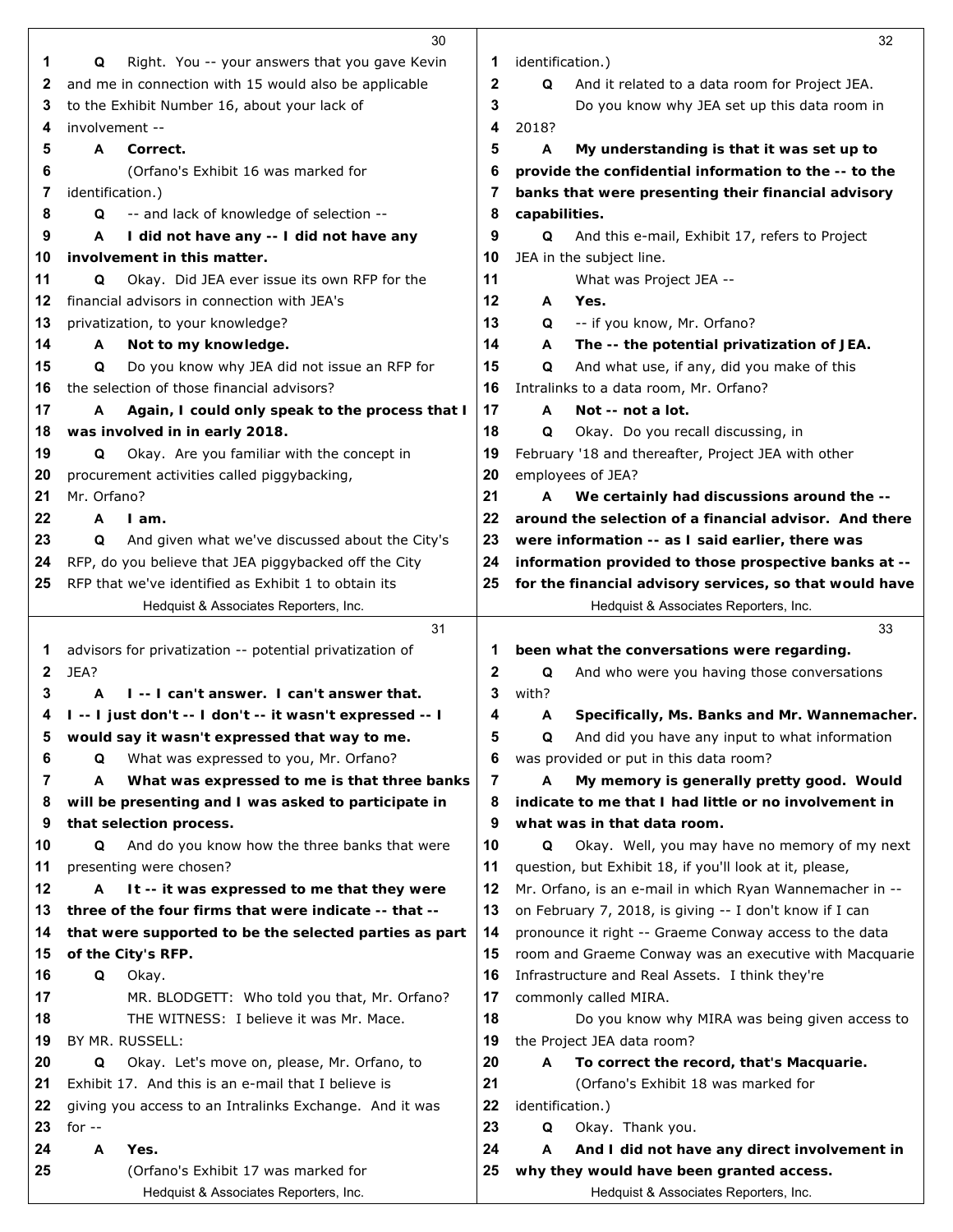**30**

1 Q Right. You -- your answers that you gave Kevin
2 and me in connection with 15 would also be applicable
3 to the Exhibit Number 16, about your lack of
4 involvement --
5 A **Correct.**
6 (Orfano's Exhibit 16 was marked for
7 identification.)
8 Q -- and lack of knowledge of selection --
9 A **I did not have any -- I did not have any**
10 **involvement in this matter.**
11 Q Okay. Did JEA ever issue its own RFP for the
12 financial advisors in connection with JEA's
13 privatization, to your knowledge?
14 A **Not to my knowledge.**
15 Q Do you know why JEA did not issue an RFP for
16 the selection of those financial advisors?
17 A **Again, I could only speak to the process that I**
18 **was involved in in early 2018.**
19 Q Okay. Are you familiar with the concept in
20 procurement activities called piggybacking,
21 Mr. Orfano?
22 A **I am.**
23 Q And given what we've discussed about the City's
24 RFP, do you believe that JEA piggybacked off the City
25 RFP that we've identified as Exhibit 1 to obtain its

**31**

1 advisors for privatization -- potential privatization of
2 JEA?
3 A **I -- I can't answer. I can't answer that.**
4 **I -- I just don't -- I don't -- it wasn't expressed -- I**
5 **would say it wasn't expressed that way to me.**
6 Q What was expressed to you, Mr. Orfano?
7 A **What was expressed to me is that three banks**
8 **will be presenting and I was asked to participate in**
9 **that selection process.**
10 Q And do you know how the three banks that were
11 presenting were chosen?
12 A **It -- it was expressed to me that they were**
13 **three of the four firms that were indicate -- that --**
14 **that were supported to be the selected parties as part**
15 **of the City's RFP.**
16 Q Okay.
17 MR. BLODGETT: Who told you that, Mr. Orfano?
18 THE WITNESS: I believe it was Mr. Mace.
19 BY MR. RUSSELL:
20 Q Okay. Let's move on, please, Mr. Orfano, to
21 Exhibit 17. And this is an e-mail that I believe is
22 giving you access to an Intralinks Exchange. And it was
23 for --
24 A **Yes.**
25 (Orfano's Exhibit 17 was marked for

**32**

1 identification.)
2 Q And it related to a data room for Project JEA.
3 Do you know why JEA set up this data room in
4 2018?
5 A **My understanding is that it was set up to**
6 **provide the confidential information to the -- to the**
7 **banks that were presenting their financial advisory**
8 **capabilities.**
9 Q And this e-mail, Exhibit 17, refers to Project
10 JEA in the subject line.
11 What was Project JEA --
12 A **Yes.**
13 Q -- if you know, Mr. Orfano?
14 A **The -- the potential privatization of JEA.**
15 Q And what use, if any, did you make of this
16 Intralinks to a data room, Mr. Orfano?
17 A **Not -- not a lot.**
18 Q Okay. Do you recall discussing, in
19 February '18 and thereafter, Project JEA with other
20 employees of JEA?
21 A **We certainly had discussions around the --**
22 **around the selection of a financial advisor. And there**
23 **were information -- as I said earlier, there was**
24 **information provided to those prospective banks at --**
25 **for the financial advisory services, so that would have**

**33**

1 **been what the conversations were regarding.**
2 Q And who were you having those conversations
3 with?
4 A **Specifically, Ms. Banks and Mr. Wannemacher.**
5 Q And did you have any input to what information
6 was provided or put in this data room?
7 A **My memory is generally pretty good. Would**
8 **indicate to me that I had little or no involvement in**
9 **what was in that data room.**
10 Q Okay. Well, you may have no memory of my next
11 question, but Exhibit 18, if you'll look at it, please,
12 Mr. Orfano, is an e-mail in which Ryan Wannemacher in --
13 on February 7, 2018, is giving -- I don't know if I can
14 pronounce it right -- Graeme Conway access to the data
15 room and Graeme Conway was an executive with Macquarie
16 Infrastructure and Real Assets. I think they're
17 commonly called MIRA.
18 Do you know why MIRA was being given access to
19 the Project JEA data room?
20 A **To correct the record, that's Macquarie.**
21 (Orfano's Exhibit 18 was marked for
22 identification.)
23 Q Okay. Thank you.
24 A **And I did not have any direct involvement in**
25 **why they would have been granted access.**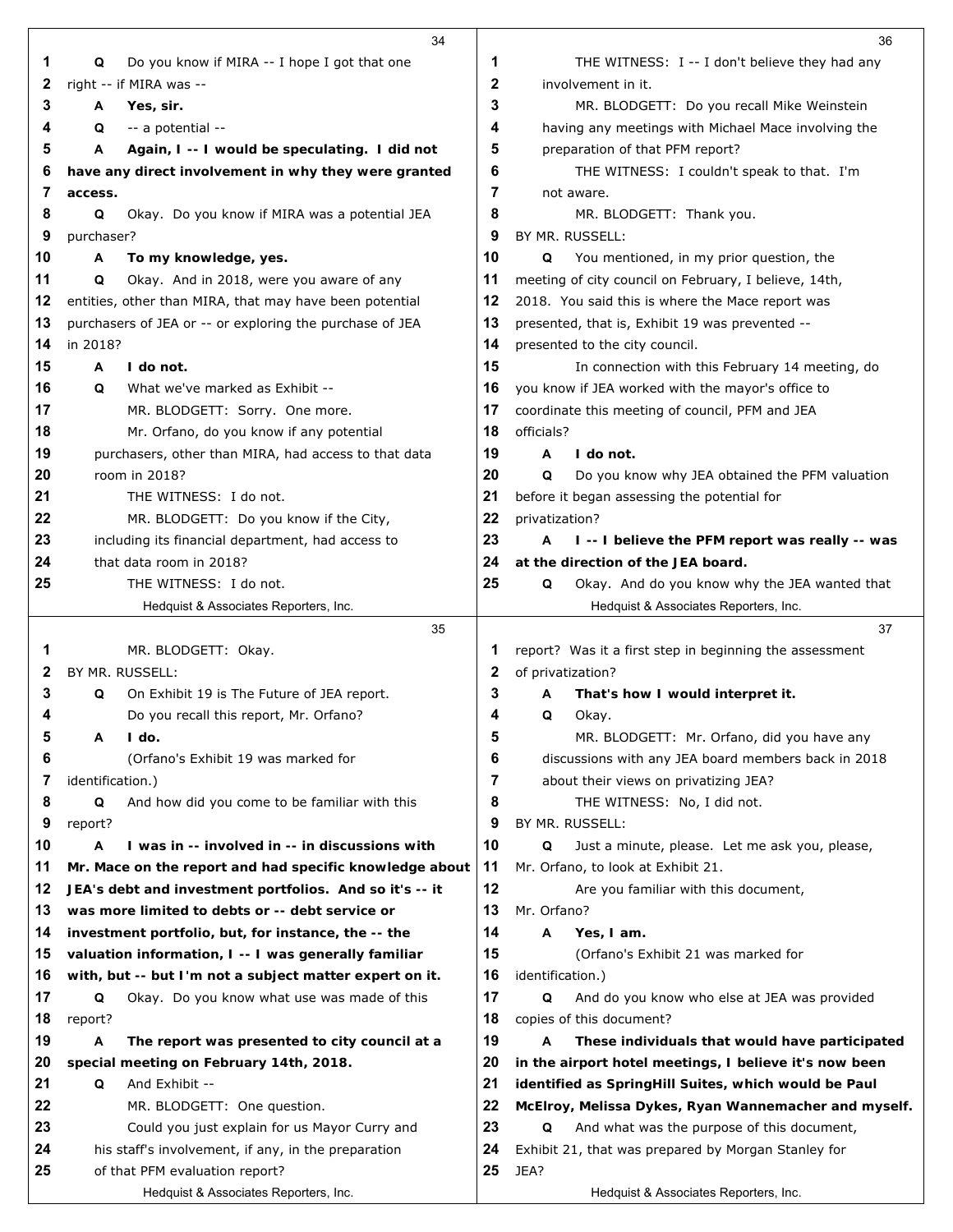Q Do you know if MIRA -- I hope I got that one right -- if MIRA was --

**A Yes, sir.**

Q -- a potential --

**A Again, I -- I would be speculating. I did not have any direct involvement in why they were granted access.**

Q Okay. Do you know if MIRA was a potential JEA purchaser?

**A To my knowledge, yes.**

Q Okay. And in 2018, were you aware of any entities, other than MIRA, that may have been potential purchasers of JEA or -- or exploring the purchase of JEA in 2018?

**A I do not.**

Q What we've marked as Exhibit --

MR. BLODGETT: Sorry. One more.

Mr. Orfano, do you know if any potential purchasers, other than MIRA, had access to that data room in 2018?

THE WITNESS: I do not.

MR. BLODGETT: Do you know if the City, including its financial department, had access to that data room in 2018?

THE WITNESS: I do not.

MR. BLODGETT: Okay.

BY MR. RUSSELL:

Q On Exhibit 19 is The Future of JEA report.

Do you recall this report, Mr. Orfano?

**A I do.**

(Orfano's Exhibit 19 was marked for identification.)

Q And how did you come to be familiar with this report?

**A I was in -- involved in -- in discussions with Mr. Mace on the report and had specific knowledge about JEA's debt and investment portfolios. And so it's -- it was more limited to debts or -- debt service or investment portfolio, but, for instance, the -- the valuation information, I -- I was generally familiar with, but -- but I'm not a subject matter expert on it.**

Q Okay. Do you know what use was made of this report?

**A The report was presented to city council at a special meeting on February 14th, 2018.**

Q And Exhibit --

MR. BLODGETT: One question.

Could you just explain for us Mayor Curry and his staff's involvement, if any, in the preparation of that PFM evaluation report?

THE WITNESS: I -- I don't believe they had any involvement in it.

MR. BLODGETT: Do you recall Mike Weinstein having any meetings with Michael Mace involving the preparation of that PFM report?

THE WITNESS: I couldn't speak to that. I'm not aware.

MR. BLODGETT: Thank you.

BY MR. RUSSELL:

Q You mentioned, in my prior question, the meeting of city council on February, I believe, 14th, 2018. You said this is where the Mace report was presented, that is, Exhibit 19 was prevented -- presented to the city council.

In connection with this February 14 meeting, do you know if JEA worked with the mayor's office to coordinate this meeting of council, PFM and JEA officials?

**A I do not.**

Q Do you know why JEA obtained the PFM valuation before it began assessing the potential for privatization?

**A I -- I believe the PFM report was really -- was at the direction of the JEA board.**

Q Okay. And do you know why the JEA wanted that report? Was it a first step in beginning the assessment of privatization?

**A That's how I would interpret it.**

Q Okay.

MR. BLODGETT: Mr. Orfano, did you have any discussions with any JEA board members back in 2018 about their views on privatizing JEA?

THE WITNESS: No, I did not.

BY MR. RUSSELL:

Q Just a minute, please. Let me ask you, please, Mr. Orfano, to look at Exhibit 21.

Are you familiar with this document, Mr. Orfano?

**A Yes, I am.**

(Orfano's Exhibit 21 was marked for identification.)

Q And do you know who else at JEA was provided copies of this document?

**A These individuals that would have participated in the airport hotel meetings, I believe it's now been identified as SpringHill Suites, which would be Paul McElroy, Melissa Dykes, Ryan Wannemacher and myself.**

Q And what was the purpose of this document, Exhibit 21, that was prepared by Morgan Stanley for JEA?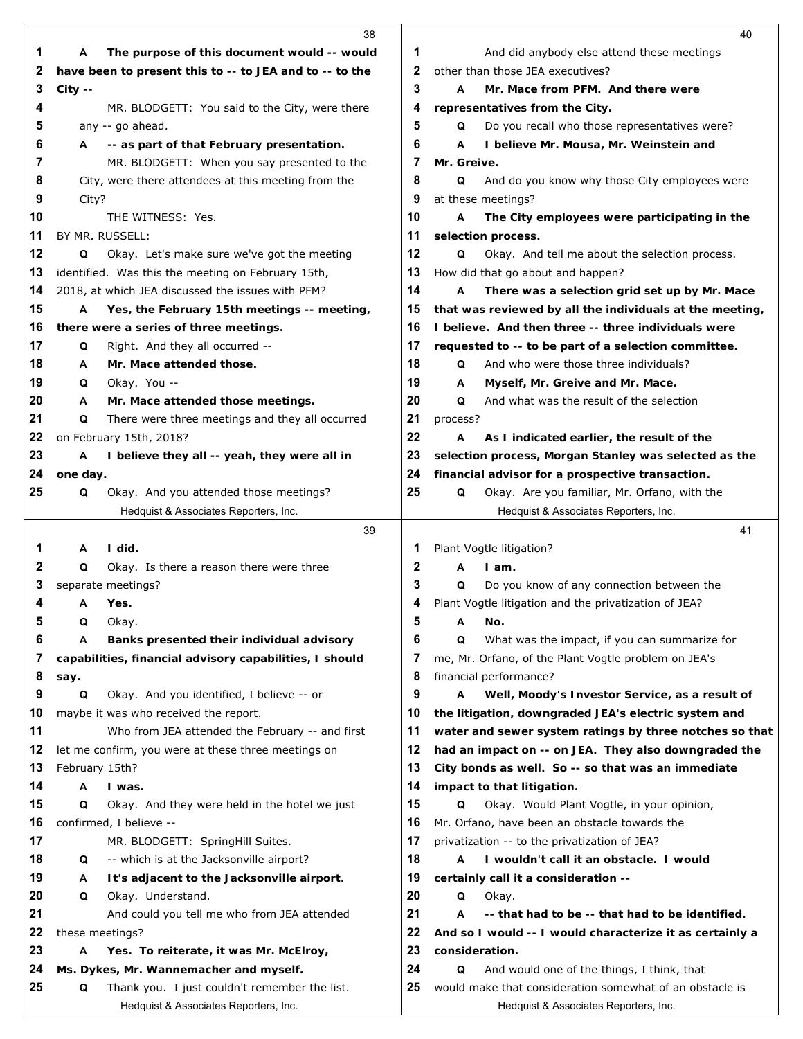**38**

1 **A The purpose of this document would -- would**
2 **have been to present this to -- to JEA and to -- to the**
3 **City --**
4 MR. BLODGETT: You said to the City, were there
5 any -- go ahead.
6 **A -- as part of that February presentation.**
7 MR. BLODGETT: When you say presented to the
8 City, were there attendees at this meeting from the
9 City?
10 THE WITNESS: Yes.
11 BY MR. RUSSELL:
12 Q Okay. Let's make sure we've got the meeting
13 identified. Was this the meeting on February 15th,
14 2018, at which JEA discussed the issues with PFM?
15 **A Yes, the February 15th meetings -- meeting,**
16 **there were a series of three meetings.**
17 Q Right. And they all occurred --
18 **A Mr. Mace attended those.**
19 Q Okay. You --
20 **A Mr. Mace attended those meetings.**
21 Q There were three meetings and they all occurred
22 on February 15th, 2018?
23 **A I believe they all -- yeah, they were all in**
24 **one day.**
25 Q Okay. And you attended those meetings?

**39**

1 **A I did.**
2 Q Okay. Is there a reason there were three
3 separate meetings?
4 **A Yes.**
5 Q Okay.
6 **A Banks presented their individual advisory**
7 **capabilities, financial advisory capabilities, I should**
8 **say.**
9 Q Okay. And you identified, I believe -- or
10 maybe it was who received the report.
11 Who from JEA attended the February -- and first
12 let me confirm, you were at these three meetings on
13 February 15th?
14 **A I was.**
15 Q Okay. And they were held in the hotel we just
16 confirmed, I believe --
17 MR. BLODGETT: SpringHill Suites.
18 Q -- which is at the Jacksonville airport?
19 **A It's adjacent to the Jacksonville airport.**
20 Q Okay. Understand.
21 And could you tell me who from JEA attended
22 these meetings?
23 **A Yes. To reiterate, it was Mr. McElroy,**
24 **Ms. Dykes, Mr. Wannemacher and myself.**
25 Q Thank you. I just couldn't remember the list.

**40**

1 And did anybody else attend these meetings
2 other than those JEA executives?
3 **A Mr. Mace from PFM. And there were**
4 **representatives from the City.**
5 Q Do you recall who those representatives were?
6 **A I believe Mr. Mousa, Mr. Weinstein and**
7 **Mr. Greive.**
8 Q And do you know why those City employees were
9 at these meetings?
10 **A The City employees were participating in the**
11 **selection process.**
12 Q Okay. And tell me about the selection process.
13 How did that go about and happen?
14 **A There was a selection grid set up by Mr. Mace**
15 **that was reviewed by all the individuals at the meeting,**
16 **I believe. And then three -- three individuals were**
17 **requested to -- to be part of a selection committee.**
18 Q And who were those three individuals?
19 **A Myself, Mr. Greive and Mr. Mace.**
20 Q And what was the result of the selection
21 process?
22 **A As I indicated earlier, the result of the**
23 **selection process, Morgan Stanley was selected as the**
24 **financial advisor for a prospective transaction.**
25 Q Okay. Are you familiar, Mr. Orfano, with the

**41**

1 Plant Vogtle litigation?
2 **A I am.**
3 Q Do you know of any connection between the
4 Plant Vogtle litigation and the privatization of JEA?
5 **A No.**
6 Q What was the impact, if you can summarize for
7 me, Mr. Orfano, of the Plant Vogtle problem on JEA's
8 financial performance?
9 **A Well, Moody's Investor Service, as a result of**
10 **the litigation, downgraded JEA's electric system and**
11 **water and sewer system ratings by three notches so that**
12 **had an impact on -- on JEA. They also downgraded the**
13 **City bonds as well. So -- so that was an immediate**
14 **impact to that litigation.**
15 Q Okay. Would Plant Vogtle, in your opinion,
16 Mr. Orfano, have been an obstacle towards the
17 privatization -- to the privatization of JEA?
18 **A I wouldn't call it an obstacle. I would**
19 **certainly call it a consideration --**
20 Q Okay.
21 **A -- that had to be -- that had to be identified.**
22 **And so I would -- I would characterize it as certainly a**
23 **consideration.**
24 Q And would one of the things, I think, that
25 would make that consideration somewhat of an obstacle is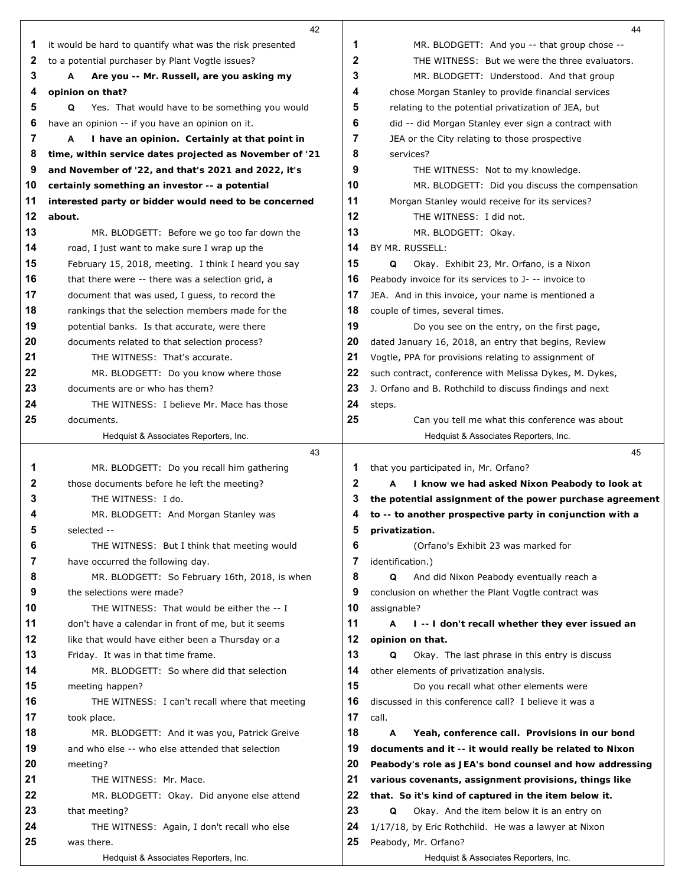it would be hard to quantify what was the risk presented to a potential purchaser by Plant Vogtle issues?

**A Are you -- Mr. Russell, are you asking my opinion on that?**

Q Yes. That would have to be something you would have an opinion -- if you have an opinion on it.

**A I have an opinion. Certainly at that point in time, within service dates projected as November of '21 and November of '22, and that's 2021 and 2022, it's certainly something an investor -- a potential interested party or bidder would need to be concerned about.**

MR. BLODGETT: Before we go too far down the road, I just want to make sure I wrap up the February 15, 2018, meeting. I think I heard you say that there were -- there was a selection grid, a document that was used, I guess, to record the rankings that the selection members made for the potential banks. Is that accurate, were there documents related to that selection process?

THE WITNESS: That's accurate.

MR. BLODGETT: Do you know where those documents are or who has them?

THE WITNESS: I believe Mr. Mace has those documents.

MR. BLODGETT: Do you recall him gathering those documents before he left the meeting?

THE WITNESS: I do.

MR. BLODGETT: And Morgan Stanley was selected --

THE WITNESS: But I think that meeting would have occurred the following day.

MR. BLODGETT: So February 16th, 2018, is when the selections were made?

THE WITNESS: That would be either the -- I don't have a calendar in front of me, but it seems like that would have either been a Thursday or a Friday. It was in that time frame.

MR. BLODGETT: So where did that selection meeting happen?

THE WITNESS: I can't recall where that meeting took place.

MR. BLODGETT: And it was you, Patrick Greive and who else -- who else attended that selection meeting?

THE WITNESS: Mr. Mace.

MR. BLODGETT: Okay. Did anyone else attend that meeting?

THE WITNESS: Again, I don't recall who else was there.

MR. BLODGETT: And you -- that group chose --

THE WITNESS: But we were the three evaluators.

MR. BLODGETT: Understood. And that group chose Morgan Stanley to provide financial services relating to the potential privatization of JEA, but did -- did Morgan Stanley ever sign a contract with JEA or the City relating to those prospective services?

THE WITNESS: Not to my knowledge.

MR. BLODGETT: Did you discuss the compensation Morgan Stanley would receive for its services?

THE WITNESS: I did not.

MR. BLODGETT: Okay.

BY MR. RUSSELL:

Q Okay. Exhibit 23, Mr. Orfano, is a Nixon Peabody invoice for its services to J- -- invoice to JEA. And in this invoice, your name is mentioned a couple of times, several times.

Do you see on the entry, on the first page, dated January 16, 2018, an entry that begins, Review Vogtle, PPA for provisions relating to assignment of such contract, conference with Melissa Dykes, M. Dykes, J. Orfano and B. Rothchild to discuss findings and next steps.

Can you tell me what this conference was about that you participated in, Mr. Orfano?

**A I know we had asked Nixon Peabody to look at the potential assignment of the power purchase agreement to -- to another prospective party in conjunction with a privatization.**

(Orfano's Exhibit 23 was marked for identification.)

Q And did Nixon Peabody eventually reach a conclusion on whether the Plant Vogtle contract was assignable?

**A I -- I don't recall whether they ever issued an opinion on that.**

Q Okay. The last phrase in this entry is discuss other elements of privatization analysis.

Do you recall what other elements were discussed in this conference call? I believe it was a call.

**A Yeah, conference call. Provisions in our bond documents and it -- it would really be related to Nixon Peabody's role as JEA's bond counsel and how addressing various covenants, assignment provisions, things like that. So it's kind of captured in the item below it.**

Q Okay. And the item below it is an entry on 1/17/18, by Eric Rothchild. He was a lawyer at Nixon Peabody, Mr. Orfano?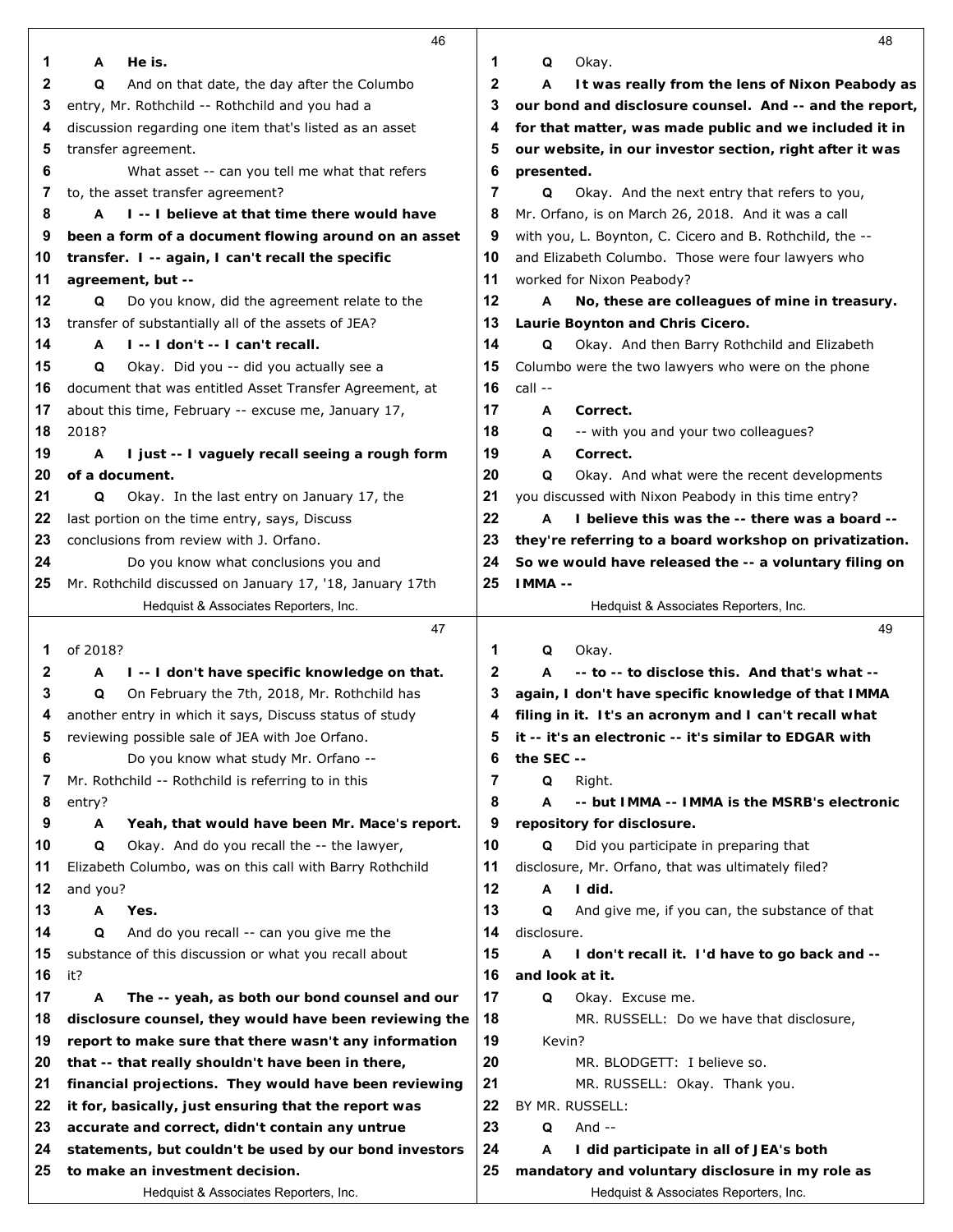**A He is.**

Q And on that date, the day after the Columbo entry, Mr. Rothchild -- Rothchild and you had a discussion regarding one item that's listed as an asset transfer agreement.

What asset -- can you tell me what that refers to, the asset transfer agreement?

**A I -- I believe at that time there would have been a form of a document flowing around on an asset transfer. I -- again, I can't recall the specific agreement, but --**

Q Do you know, did the agreement relate to the transfer of substantially all of the assets of JEA?

**A I -- I don't -- I can't recall.**

Q Okay. Did you -- did you actually see a document that was entitled Asset Transfer Agreement, at about this time, February -- excuse me, January 17, 2018?

**A I just -- I vaguely recall seeing a rough form of a document.**

Q Okay. In the last entry on January 17, the last portion on the time entry, says, Discuss conclusions from review with J. Orfano.

Do you know what conclusions you and Mr. Rothchild discussed on January 17, '18, January 17th of 2018?

**A I -- I don't have specific knowledge on that.**

Q On February the 7th, 2018, Mr. Rothchild has another entry in which it says, Discuss status of study reviewing possible sale of JEA with Joe Orfano.

Do you know what study Mr. Orfano -- Mr. Rothchild -- Rothchild is referring to in this entry?

**A Yeah, that would have been Mr. Mace's report.**

Q Okay. And do you recall the -- the lawyer, Elizabeth Columbo, was on this call with Barry Rothchild and you?

**A Yes.**

Q And do you recall -- can you give me the substance of this discussion or what you recall about it?

**A The -- yeah, as both our bond counsel and our disclosure counsel, they would have been reviewing the report to make sure that there wasn't any information that -- that really shouldn't have been in there, financial projections. They would have been reviewing it for, basically, just ensuring that the report was accurate and correct, didn't contain any untrue statements, but couldn't be used by our bond investors to make an investment decision.**

Q Okay.

**A It was really from the lens of Nixon Peabody as our bond and disclosure counsel. And -- and the report, for that matter, was made public and we included it in our website, in our investor section, right after it was presented.**

Q Okay. And the next entry that refers to you, Mr. Orfano, is on March 26, 2018. And it was a call with you, L. Boynton, C. Cicero and B. Rothchild, the -- and Elizabeth Columbo. Those were four lawyers who worked for Nixon Peabody?

**A No, these are colleagues of mine in treasury. Laurie Boynton and Chris Cicero.**

Q Okay. And then Barry Rothchild and Elizabeth Columbo were the two lawyers who were on the phone call --

**A Correct.**

Q -- with you and your two colleagues?

**A Correct.**

Q Okay. And what were the recent developments you discussed with Nixon Peabody in this time entry?

**A I believe this was the -- there was a board -- they're referring to a board workshop on privatization. So we would have released the -- a voluntary filing on IMMA --**

Q Okay.

**A -- to -- to disclose this. And that's what -- again, I don't have specific knowledge of that IMMA filing in it. It's an acronym and I can't recall what it -- it's an electronic -- it's similar to EDGAR with the SEC --**

Q Right.

**A -- but IMMA -- IMMA is the MSRB's electronic repository for disclosure.**

Q Did you participate in preparing that disclosure, Mr. Orfano, that was ultimately filed?

**A I did.**

Q And give me, if you can, the substance of that disclosure.

**A I don't recall it. I'd have to go back and -- and look at it.**

Q Okay. Excuse me.

MR. RUSSELL: Do we have that disclosure, Kevin?

MR. BLODGETT: I believe so.

MR. RUSSELL: Okay. Thank you.

BY MR. RUSSELL:

Q And --

**A I did participate in all of JEA's both mandatory and voluntary disclosure in my role as**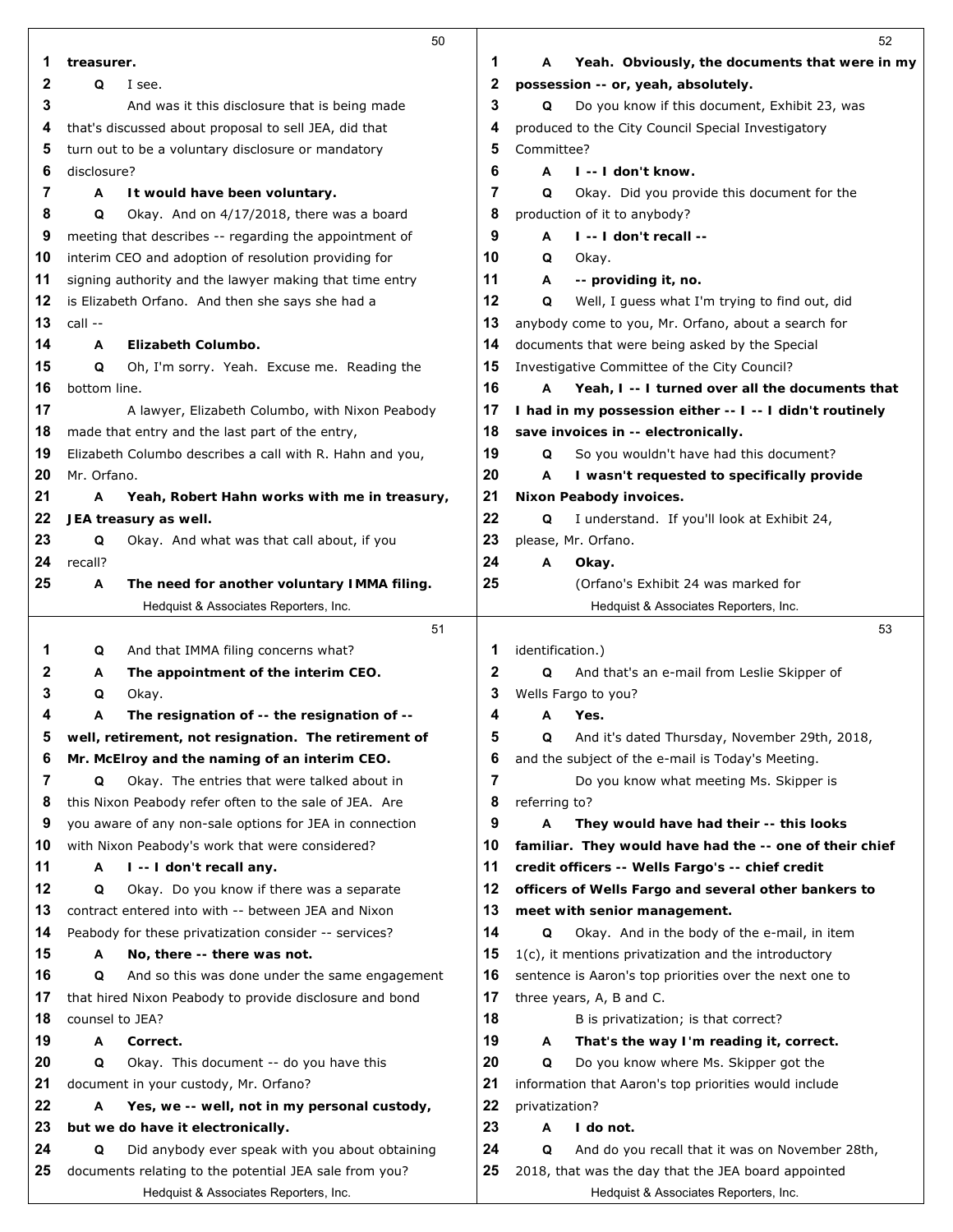treasurer.

Q I see.

And was it this disclosure that is being made that's discussed about proposal to sell JEA, did that turn out to be a voluntary disclosure or mandatory disclosure?

A **It would have been voluntary.**

Q Okay. And on 4/17/2018, there was a board meeting that describes -- regarding the appointment of interim CEO and adoption of resolution providing for signing authority and the lawyer making that time entry is Elizabeth Orfano. And then she says she had a call --

A **Elizabeth Columbo.**

Q Oh, I'm sorry. Yeah. Excuse me. Reading the bottom line.

A lawyer, Elizabeth Columbo, with Nixon Peabody made that entry and the last part of the entry, Elizabeth Columbo describes a call with R. Hahn and you, Mr. Orfano.

A **Yeah, Robert Hahn works with me in treasury, JEA treasury as well.**

Q Okay. And what was that call about, if you recall?

A **The need for another voluntary IMMA filing.**

Q And that IMMA filing concerns what?

A **The appointment of the interim CEO.**

Q Okay.

A **The resignation of -- the resignation of -- well, retirement, not resignation. The retirement of Mr. McElroy and the naming of an interim CEO.**

Q Okay. The entries that were talked about in this Nixon Peabody refer often to the sale of JEA. Are you aware of any non-sale options for JEA in connection with Nixon Peabody's work that were considered?

A **I -- I don't recall any.**

Q Okay. Do you know if there was a separate contract entered into with -- between JEA and Nixon Peabody for these privatization consider -- services?

A **No, there -- there was not.**

Q And so this was done under the same engagement that hired Nixon Peabody to provide disclosure and bond counsel to JEA?

A **Correct.**

Q Okay. This document -- do you have this document in your custody, Mr. Orfano?

A **Yes, we -- well, not in my personal custody, but we do have it electronically.**

Q Did anybody ever speak with you about obtaining documents relating to the potential JEA sale from you?

A **Yeah. Obviously, the documents that were in my possession -- or, yeah, absolutely.**

Q Do you know if this document, Exhibit 23, was produced to the City Council Special Investigatory Committee?

A **I -- I don't know.**

Q Okay. Did you provide this document for the production of it to anybody?

A **I -- I don't recall --**

Q Okay.

A **-- providing it, no.**

Q Well, I guess what I'm trying to find out, did anybody come to you, Mr. Orfano, about a search for documents that were being asked by the Special Investigative Committee of the City Council?

A **Yeah, I -- I turned over all the documents that I had in my possession either -- I -- I didn't routinely save invoices in -- electronically.**

Q So you wouldn't have had this document?

A **I wasn't requested to specifically provide Nixon Peabody invoices.**

Q I understand. If you'll look at Exhibit 24, please, Mr. Orfano.

A **Okay.**

(Orfano's Exhibit 24 was marked for identification.)

Q And that's an e-mail from Leslie Skipper of Wells Fargo to you?

A **Yes.**

Q And it's dated Thursday, November 29th, 2018, and the subject of the e-mail is Today's Meeting.

Do you know what meeting Ms. Skipper is referring to?

A **They would have had their -- this looks familiar. They would have had the -- one of their chief credit officers -- Wells Fargo's -- chief credit officers of Wells Fargo and several other bankers to meet with senior management.**

Q Okay. And in the body of the e-mail, in item 1(c), it mentions privatization and the introductory sentence is Aaron's top priorities over the next one to three years, A, B and C.

B is privatization; is that correct?

A **That's the way I'm reading it, correct.**

Q Do you know where Ms. Skipper got the information that Aaron's top priorities would include privatization?

A **I do not.**

Q And do you recall that it was on November 28th, 2018, that was the day that the JEA board appointed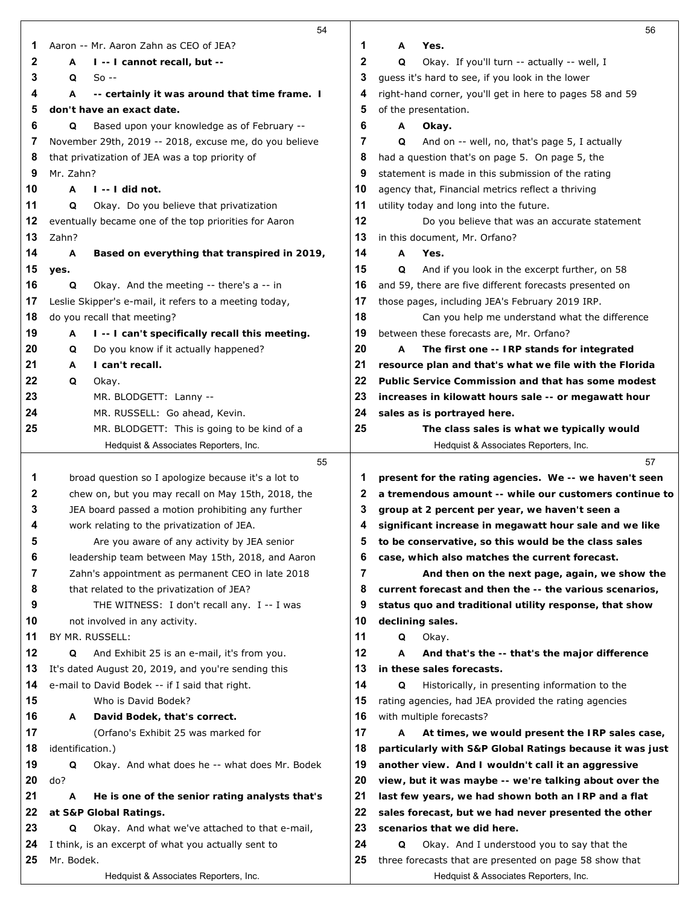Aaron -- Mr. Aaron Zahn as CEO of JEA?

**A I -- I cannot recall, but --**

Q So --

**A -- certainly it was around that time frame. I don't have an exact date.**

Q Based upon your knowledge as of February -- November 29th, 2019 -- 2018, excuse me, do you believe that privatization of JEA was a top priority of Mr. Zahn?

**A I -- I did not.**

Q Okay. Do you believe that privatization eventually became one of the top priorities for Aaron Zahn?

**A Based on everything that transpired in 2019, yes.**

Q Okay. And the meeting -- there's a -- in Leslie Skipper's e-mail, it refers to a meeting today, do you recall that meeting?

**A I -- I can't specifically recall this meeting.**

Q Do you know if it actually happened?

**A I can't recall.**

Q Okay.

MR. BLODGETT: Lanny --

MR. RUSSELL: Go ahead, Kevin.

MR. BLODGETT: This is going to be kind of a broad question so I apologize because it's a lot to chew on, but you may recall on May 15th, 2018, the JEA board passed a motion prohibiting any further work relating to the privatization of JEA.

Are you aware of any activity by JEA senior leadership team between May 15th, 2018, and Aaron Zahn's appointment as permanent CEO in late 2018 that related to the privatization of JEA?

THE WITNESS: I don't recall any. I -- I was not involved in any activity.

BY MR. RUSSELL:

Q And Exhibit 25 is an e-mail, it's from you. It's dated August 20, 2019, and you're sending this e-mail to David Bodek -- if I said that right.

Who is David Bodek?

**A David Bodek, that's correct.**

(Orfano's Exhibit 25 was marked for identification.)

Q Okay. And what does he -- what does Mr. Bodek do?

**A He is one of the senior rating analysts that's at S&P Global Ratings.**

Q Okay. And what we've attached to that e-mail, I think, is an excerpt of what you actually sent to Mr. Bodek.

**A Yes.**

Q Okay. If you'll turn -- actually -- well, I guess it's hard to see, if you look in the lower right-hand corner, you'll get in here to pages 58 and 59 of the presentation.

**A Okay.**

Q And on -- well, no, that's page 5, I actually had a question that's on page 5. On page 5, the statement is made in this submission of the rating agency that, Financial metrics reflect a thriving utility today and long into the future.

Do you believe that was an accurate statement in this document, Mr. Orfano?

**A Yes.**

Q And if you look in the excerpt further, on 58 and 59, there are five different forecasts presented on those pages, including JEA's February 2019 IRP.

Can you help me understand what the difference between these forecasts are, Mr. Orfano?

**A The first one -- IRP stands for integrated resource plan and that's what we file with the Florida Public Service Commission and that has some modest increases in kilowatt hours sale -- or megawatt hour sales as is portrayed here.**

**The class sales is what we typically would present for the rating agencies. We -- we haven't seen a tremendous amount -- while our customers continue to group at 2 percent per year, we haven't seen a significant increase in megawatt hour sale and we like to be conservative, so this would be the class sales case, which also matches the current forecast.**

**And then on the next page, again, we show the current forecast and then the -- the various scenarios, status quo and traditional utility response, that show declining sales.**

Q Okay.

**A And that's the -- that's the major difference in these sales forecasts.**

Q Historically, in presenting information to the rating agencies, had JEA provided the rating agencies with multiple forecasts?

**A At times, we would present the IRP sales case, particularly with S&P Global Ratings because it was just another view. And I wouldn't call it an aggressive view, but it was maybe -- we're talking about over the last few years, we had shown both an IRP and a flat sales forecast, but we had never presented the other scenarios that we did here.**

Q Okay. And I understood you to say that the three forecasts that are presented on page 58 show that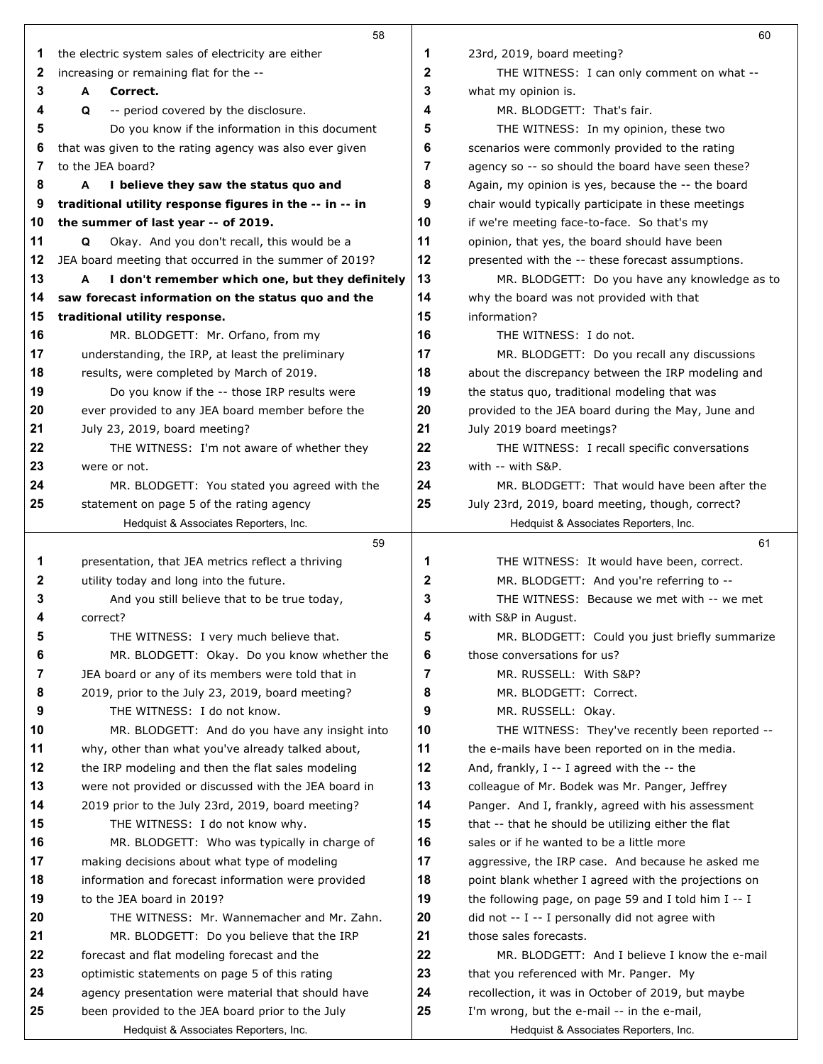**58**

1 the electric system sales of electricity are either
2 increasing or remaining flat for the --
3 **A Correct.**
4 **Q** -- period covered by the disclosure.
5 Do you know if the information in this document
6 that was given to the rating agency was also ever given
7 to the JEA board?
8 **A I believe they saw the status quo and**
9 **traditional utility response figures in the -- in -- in**
10 **the summer of last year -- of 2019.**
11 **Q** Okay. And you don't recall, this would be a
12 JEA board meeting that occurred in the summer of 2019?
13 **A I don't remember which one, but they definitely**
14 **saw forecast information on the status quo and the**
15 **traditional utility response.**
16 MR. BLODGETT: Mr. Orfano, from my
17 understanding, the IRP, at least the preliminary
18 results, were completed by March of 2019.
19 Do you know if the -- those IRP results were
20 ever provided to any JEA board member before the
21 July 23, 2019, board meeting?
22 THE WITNESS: I'm not aware of whether they
23 were or not.
24 MR. BLODGETT: You stated you agreed with the
25 statement on page 5 of the rating agency

**59**

1 presentation, that JEA metrics reflect a thriving
2 utility today and long into the future.
3 And you still believe that to be true today,
4 correct?
5 THE WITNESS: I very much believe that.
6 MR. BLODGETT: Okay. Do you know whether the
7 JEA board or any of its members were told that in
8 2019, prior to the July 23, 2019, board meeting?
9 THE WITNESS: I do not know.
10 MR. BLODGETT: And do you have any insight into
11 why, other than what you've already talked about,
12 the IRP modeling and then the flat sales modeling
13 were not provided or discussed with the JEA board in
14 2019 prior to the July 23rd, 2019, board meeting?
15 THE WITNESS: I do not know why.
16 MR. BLODGETT: Who was typically in charge of
17 making decisions about what type of modeling
18 information and forecast information were provided
19 to the JEA board in 2019?
20 THE WITNESS: Mr. Wannemacher and Mr. Zahn.
21 MR. BLODGETT: Do you believe that the IRP
22 forecast and flat modeling forecast and the
23 optimistic statements on page 5 of this rating
24 agency presentation were material that should have
25 been provided to the JEA board prior to the July

**60**

1 23rd, 2019, board meeting?
2 THE WITNESS: I can only comment on what --
3 what my opinion is.
4 MR. BLODGETT: That's fair.
5 THE WITNESS: In my opinion, these two
6 scenarios were commonly provided to the rating
7 agency so -- so should the board have seen these?
8 Again, my opinion is yes, because the -- the board
9 chair would typically participate in these meetings
10 if we're meeting face-to-face. So that's my
11 opinion, that yes, the board should have been
12 presented with the -- these forecast assumptions.
13 MR. BLODGETT: Do you have any knowledge as to
14 why the board was not provided with that
15 information?
16 THE WITNESS: I do not.
17 MR. BLODGETT: Do you recall any discussions
18 about the discrepancy between the IRP modeling and
19 the status quo, traditional modeling that was
20 provided to the JEA board during the May, June and
21 July 2019 board meetings?
22 THE WITNESS: I recall specific conversations
23 with -- with S&P.
24 MR. BLODGETT: That would have been after the
25 July 23rd, 2019, board meeting, though, correct?

**61**

1 THE WITNESS: It would have been, correct.
2 MR. BLODGETT: And you're referring to --
3 THE WITNESS: Because we met with -- we met
4 with S&P in August.
5 MR. BLODGETT: Could you just briefly summarize
6 those conversations for us?
7 MR. RUSSELL: With S&P?
8 MR. BLODGETT: Correct.
9 MR. RUSSELL: Okay.
10 THE WITNESS: They've recently been reported --
11 the e-mails have been reported on in the media.
12 And, frankly, I -- I agreed with the -- the
13 colleague of Mr. Bodek was Mr. Panger, Jeffrey
14 Panger. And I, frankly, agreed with his assessment
15 that -- that he should be utilizing either the flat
16 sales or if he wanted to be a little more
17 aggressive, the IRP case. And because he asked me
18 point blank whether I agreed with the projections on
19 the following page, on page 59 and I told him I -- I
20 did not -- I -- I personally did not agree with
21 those sales forecasts.
22 MR. BLODGETT: And I believe I know the e-mail
23 that you referenced with Mr. Panger. My
24 recollection, it was in October of 2019, but maybe
25 I'm wrong, but the e-mail -- in the e-mail,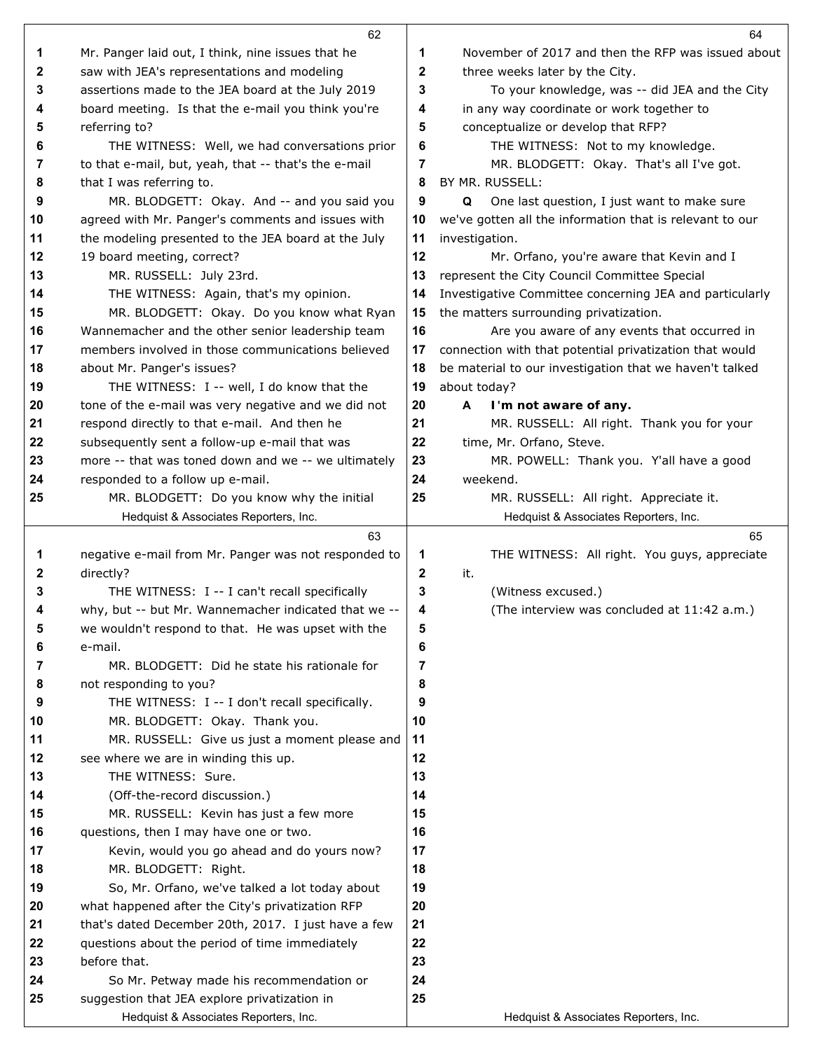Mr. Panger laid out, I think, nine issues that he saw with JEA's representations and modeling assertions made to the JEA board at the July 2019 board meeting. Is that the e-mail you think you're referring to?

THE WITNESS: Well, we had conversations prior to that e-mail, but, yeah, that -- that's the e-mail that I was referring to.

MR. BLODGETT: Okay. And -- and you said you agreed with Mr. Panger's comments and issues with the modeling presented to the JEA board at the July 19 board meeting, correct?

MR. RUSSELL: July 23rd.

THE WITNESS: Again, that's my opinion.

MR. BLODGETT: Okay. Do you know what Ryan Wannemacher and the other senior leadership team members involved in those communications believed about Mr. Panger's issues?

THE WITNESS: I -- well, I do know that the tone of the e-mail was very negative and we did not respond directly to that e-mail. And then he subsequently sent a follow-up e-mail that was more -- that was toned down and we -- we ultimately responded to a follow up e-mail.

MR. BLODGETT: Do you know why the initial negative e-mail from Mr. Panger was not responded to directly?

THE WITNESS: I -- I can't recall specifically why, but -- but Mr. Wannemacher indicated that we -- we wouldn't respond to that. He was upset with the e-mail.

MR. BLODGETT: Did he state his rationale for not responding to you?

THE WITNESS: I -- I don't recall specifically.

MR. BLODGETT: Okay. Thank you.

MR. RUSSELL: Give us just a moment please and see where we are in winding this up.

THE WITNESS: Sure.

(Off-the-record discussion.)

MR. RUSSELL: Kevin has just a few more questions, then I may have one or two.

Kevin, would you go ahead and do yours now?

MR. BLODGETT: Right.

So, Mr. Orfano, we've talked a lot today about what happened after the City's privatization RFP that's dated December 20th, 2017. I just have a few questions about the period of time immediately before that.

So Mr. Petway made his recommendation or suggestion that JEA explore privatization in November of 2017 and then the RFP was issued about three weeks later by the City.

To your knowledge, was -- did JEA and the City in any way coordinate or work together to conceptualize or develop that RFP?

THE WITNESS: Not to my knowledge.

MR. BLODGETT: Okay. That's all I've got.

BY MR. RUSSELL:

**Q** One last question, I just want to make sure we've gotten all the information that is relevant to our investigation.

Mr. Orfano, you're aware that Kevin and I represent the City Council Committee Special Investigative Committee concerning JEA and particularly the matters surrounding privatization.

Are you aware of any events that occurred in connection with that potential privatization that would be material to our investigation that we haven't talked about today?

**A I'm not aware of any.**

MR. RUSSELL: All right. Thank you for your time, Mr. Orfano, Steve.

MR. POWELL: Thank you. Y'all have a good weekend.

MR. RUSSELL: All right. Appreciate it.

THE WITNESS: All right. You guys, appreciate it.

(Witness excused.)

(The interview was concluded at 11:42 a.m.)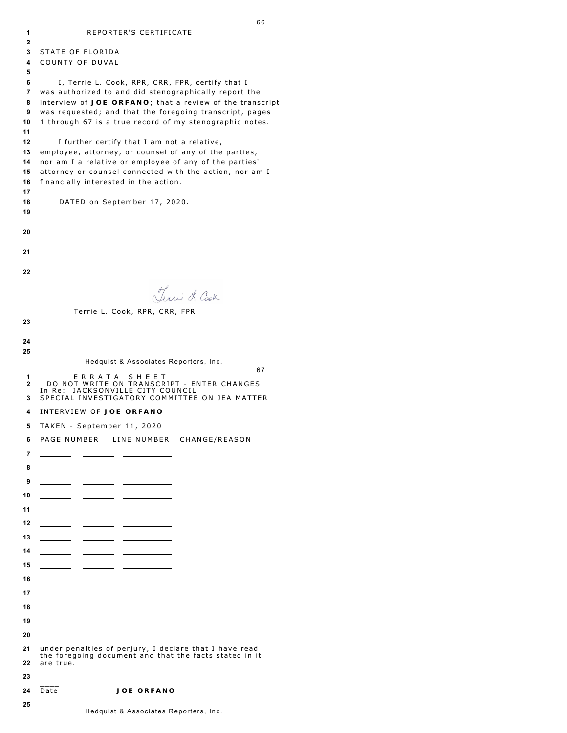## REPORTER'S CERTIFICATE

STATE OF FLORIDA
COUNTY OF DUVAL

I, Terrie L. Cook, RPR, CRR, FPR, certify that I was authorized to and did stenographically report the interview of **JOE ORFANO**; that a review of the transcript was requested; and that the foregoing transcript, pages 1 through 67 is a true record of my stenographic notes.

I further certify that I am not a relative, employee, attorney, or counsel of any of the parties, nor am I a relative or employee of any of the parties' attorney or counsel connected with the action, nor am I financially interested in the action.

DATED on September 17, 2020.

______________________

Terrie L. Cook, RPR, CRR, FPR

## ERRATA SHEET

DO NOT WRITE ON TRANSCRIPT - ENTER CHANGES

In Re: JACKSONVILLE CITY COUNCIL
SPECIAL INVESTIGATORY COMMITTEE ON JEA MATTER

INTERVIEW OF **JOE ORFANO**

TAKEN - September 11, 2020

| PAGE NUMBER | LINE NUMBER | CHANGE/REASON |
|---|---|---|
| ______ | ______ | __________ |
| ______ | ______ | __________ |
| ______ | ______ | __________ |
| ______ | ______ | __________ |
| ______ | ______ | __________ |
| ______ | ______ | __________ |
| ______ | ______ | __________ |
| ______ | ______ | __________ |
| ______ | ______ | __________ |

under penalties of perjury, I declare that I have read the foregoing document and that the facts stated in it are true.

____ ______________________
Date **JOE ORFANO**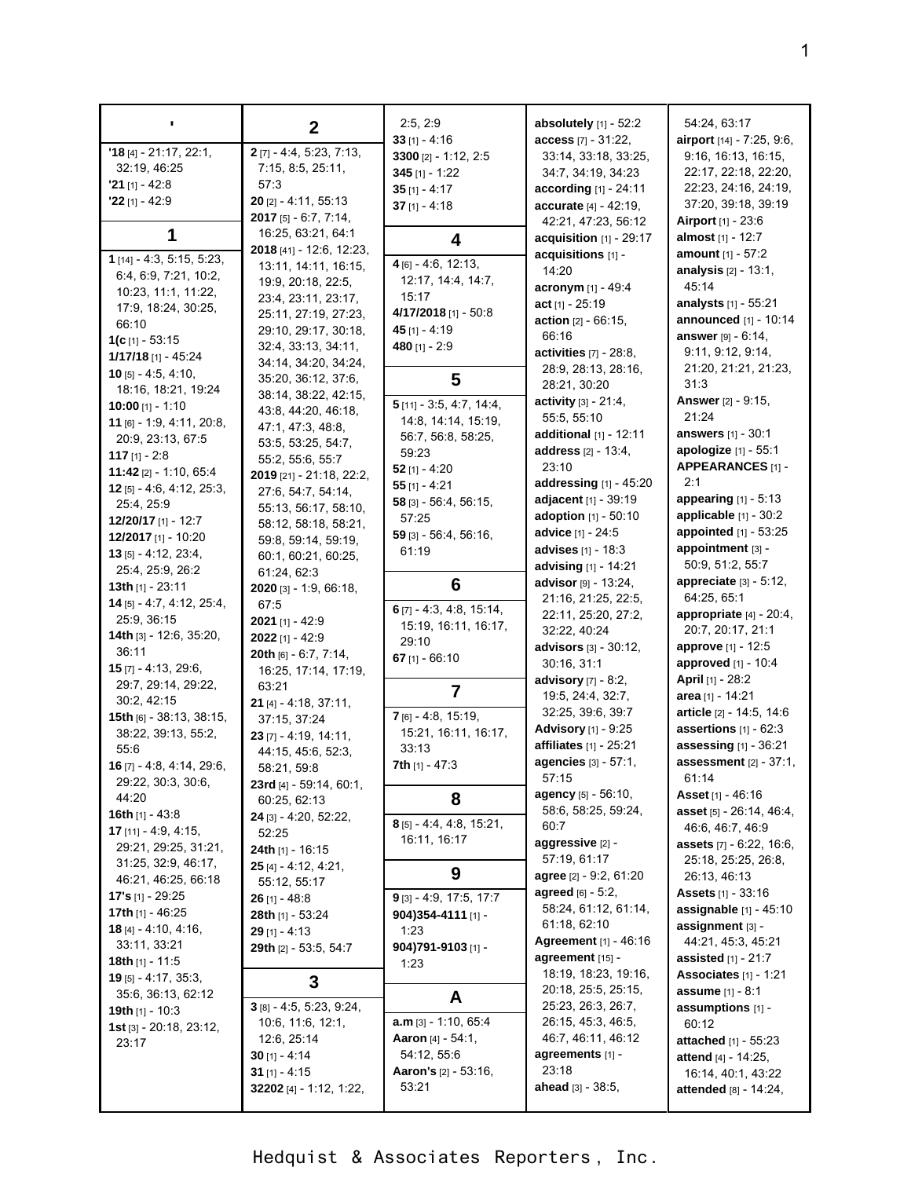**'**

**'18** [4] - 21:17, 22:1, 32:19, 46:25
**'21** [1] - 42:8
**'22** [1] - 42:9

**1**

**1** [14] - 4:3, 5:15, 5:23, 6:4, 6:9, 7:21, 10:2, 10:23, 11:1, 11:22, 17:9, 18:24, 30:25, 66:10
**1(c** [1] - 53:15
**1/17/18** [1] - 45:24
**10** [5] - 4:5, 4:10, 18:16, 18:21, 19:24
**10:00** [1] - 1:10
**11** [6] - 1:9, 4:11, 20:8, 20:9, 23:13, 67:5
**117** [1] - 2:8
**11:42** [2] - 1:10, 65:4
**12** [5] - 4:6, 4:12, 25:3, 25:4, 25:9
**12/20/17** [1] - 12:7
**12/2017** [1] - 10:20
**13** [5] - 4:12, 23:4, 25:4, 25:9, 26:2
**13th** [1] - 23:11
**14** [5] - 4:7, 4:12, 25:4, 25:9, 36:15
**14th** [3] - 12:6, 35:20, 36:11
**15** [7] - 4:13, 29:6, 29:7, 29:14, 29:22, 30:2, 42:15
**15th** [6] - 38:13, 38:15, 38:22, 39:13, 55:2, 55:6
**16** [7] - 4:8, 4:14, 29:6, 29:22, 30:3, 30:6, 44:20
**16th** [1] - 43:8
**17** [11] - 4:9, 4:15, 29:21, 29:25, 31:21, 31:25, 32:9, 46:17, 46:21, 46:25, 66:18
**17's** [1] - 29:25
**17th** [1] - 46:25
**18** [4] - 4:10, 4:16, 33:11, 33:21
**18th** [1] - 11:5
**19** [5] - 4:17, 35:3, 35:6, 36:13, 62:12
**19th** [1] - 10:3
**1st** [3] - 20:18, 23:12, 23:17

**2**

**2** [7] - 4:4, 5:23, 7:13, 7:15, 8:5, 25:11, 57:3
**20** [2] - 4:11, 55:13
**2017** [5] - 6:7, 7:14, 16:25, 63:21, 64:1
**2018** [41] - 12:6, 12:23, 13:11, 14:11, 16:15, 19:9, 20:18, 22:5, 23:4, 23:11, 23:17, 25:11, 27:19, 27:23, 29:10, 29:17, 30:18, 32:4, 33:13, 34:11, 34:14, 34:20, 34:24, 35:20, 36:12, 37:6, 38:14, 38:22, 42:15, 43:8, 44:20, 46:18, 47:1, 47:3, 48:8, 53:5, 53:25, 54:7, 55:2, 55:6, 55:7
**2019** [21] - 21:18, 22:2, 27:6, 54:7, 54:14, 55:13, 56:17, 58:10, 58:12, 58:18, 58:21, 59:8, 59:14, 59:19, 60:1, 60:21, 60:25, 61:24, 62:3
**2020** [3] - 1:9, 66:18, 67:5
**2021** [1] - 42:9
**2022** [1] - 42:9
**20th** [6] - 6:7, 7:14, 16:25, 17:14, 17:19, 63:21
**21** [4] - 4:18, 37:11, 37:15, 37:24
**23** [7] - 4:19, 14:11, 44:15, 45:6, 52:3, 58:21, 59:8
**23rd** [4] - 59:14, 60:1, 60:25, 62:13
**24** [3] - 4:20, 52:22, 52:25
**24th** [1] - 16:15
**25** [4] - 4:12, 4:21, 55:12, 55:17
**26** [1] - 48:8
**28th** [1] - 53:24
**29** [1] - 4:13
**29th** [2] - 53:5, 54:7

**3**

**3** [8] - 4:5, 5:23, 9:24, 10:6, 11:6, 12:1, 12:6, 25:14
**30** [1] - 4:14
**31** [1] - 4:15
**32202** [4] - 1:12, 1:22, 2:5, 2:9
**33** [1] - 4:16
**3300** [2] - 1:12, 2:5
**345** [1] - 1:22
**35** [1] - 4:17
**37** [1] - 4:18

**4**

**4** [6] - 4:6, 12:13, 12:17, 14:4, 14:7, 15:17
**4/17/2018** [1] - 50:8
**45** [1] - 4:19
**480** [1] - 2:9

**5**

**5** [11] - 3:5, 4:7, 14:4, 14:8, 14:14, 15:19, 56:7, 56:8, 58:25, 59:23
**52** [1] - 4:20
**55** [1] - 4:21
**58** [3] - 56:4, 56:15, 57:25
**59** [3] - 56:4, 56:16, 61:19

**6**

**6** [7] - 4:3, 4:8, 15:14, 15:19, 16:11, 16:17, 29:10
**67** [1] - 66:10

**7**

**7** [6] - 4:8, 15:19, 15:21, 16:11, 16:17, 33:13
**7th** [1] - 47:3

**8**

**8** [5] - 4:4, 4:8, 15:21, 16:11, 16:17

**9**

**9** [3] - 4:9, 17:5, 17:7
**904)354-4111** [1] - 1:23
**904)791-9103** [1] - 1:23

**A**

**a.m** [3] - 1:10, 65:4
**Aaron** [4] - 54:1, 54:12, 55:6
**Aaron's** [2] - 53:16, 53:21
**absolutely** [1] - 52:2
**access** [7] - 31:22, 33:14, 33:18, 33:25, 34:7, 34:19, 34:23
**according** [1] - 24:11
**accurate** [4] - 42:19, 42:21, 47:23, 56:12
**acquisition** [1] - 29:17
**acquisitions** [1] - 14:20
**acronym** [1] - 49:4
**act** [1] - 25:19
**action** [2] - 66:15, 66:16
**activities** [7] - 28:8, 28:9, 28:13, 28:16, 28:21, 30:20
**activity** [3] - 21:4, 55:5, 55:10
**additional** [1] - 12:11
**address** [2] - 13:4, 23:10
**addressing** [1] - 45:20
**adjacent** [1] - 39:19
**adoption** [1] - 50:10
**advice** [1] - 24:5
**advises** [1] - 18:3
**advising** [1] - 14:21
**advisor** [9] - 13:24, 21:16, 21:25, 22:5, 22:11, 25:20, 27:2, 32:22, 40:24
**advisors** [3] - 30:12, 30:16, 31:1
**advisory** [7] - 8:2, 19:5, 24:4, 32:7, 32:25, 39:6, 39:7
**Advisory** [1] - 9:25
**affiliates** [1] - 25:21
**agencies** [3] - 57:1, 57:15
**agency** [5] - 56:10, 58:6, 58:25, 59:24, 60:7
**aggressive** [2] - 57:19, 61:17
**agree** [2] - 9:2, 61:20
**agreed** [6] - 5:2, 58:24, 61:12, 61:14, 61:18, 62:10
**Agreement** [1] - 46:16
**agreement** [15] - 18:19, 18:23, 19:16, 20:18, 25:5, 25:15, 25:23, 26:3, 26:7, 26:15, 45:3, 46:5, 46:7, 46:11, 46:12
**agreements** [1] - 23:18
**ahead** [3] - 38:5, 54:24, 63:17
**airport** [14] - 7:25, 9:6, 9:16, 16:13, 16:15, 22:17, 22:18, 22:20, 22:23, 24:16, 24:19, 37:20, 39:18, 39:19
**Airport** [1] - 23:6
**almost** [1] - 12:7
**amount** [1] - 57:2
**analysis** [2] - 13:1, 45:14
**analysts** [1] - 55:21
**announced** [1] - 10:14
**answer** [9] - 6:14, 9:11, 9:12, 9:14, 21:20, 21:21, 21:23, 31:3
**Answer** [2] - 9:15, 21:24
**answers** [1] - 30:1
**apologize** [1] - 55:1
**APPEARANCES** [1] - 2:1
**appearing** [1] - 5:13
**applicable** [1] - 30:2
**appointed** [1] - 53:25
**appointment** [3] - 50:9, 51:2, 55:7
**appreciate** [3] - 5:12, 64:25, 65:1
**appropriate** [4] - 20:4, 20:7, 20:17, 21:1
**approve** [1] - 12:5
**approved** [1] - 10:4
**April** [1] - 28:2
**area** [1] - 14:21
**article** [2] - 14:5, 14:6
**assertions** [1] - 62:3
**assessing** [1] - 36:21
**assessment** [2] - 37:1, 61:14
**Asset** [1] - 46:16
**asset** [5] - 26:14, 46:4, 46:6, 46:7, 46:9
**assets** [7] - 6:22, 16:6, 25:18, 25:25, 26:8, 26:13, 46:13
**Assets** [1] - 33:16
**assignable** [1] - 45:10
**assignment** [3] - 44:21, 45:3, 45:21
**assisted** [1] - 21:7
**Associates** [1] - 1:21
**assume** [1] - 8:1
**assumptions** [1] - 60:12
**attached** [1] - 55:23
**attend** [4] - 14:25, 16:14, 40:1, 43:22
**attended** [8] - 14:24,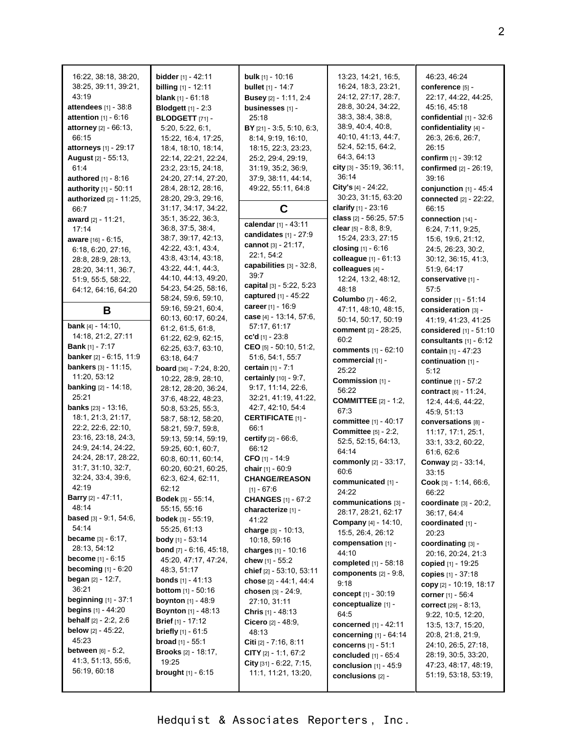16:22, 38:18, 38:20, 38:25, 39:11, 39:21, 43:19
**attendees** [1] - 38:8
**attention** [1] - 6:16
**attorney** [2] - 66:13, 66:15
**attorneys** [1] - 29:17
**August** [2] - 55:13, 61:4
**authored** [1] - 8:16
**authority** [1] - 50:11
**authorized** [2] - 11:25, 66:7
**award** [2] - 11:21, 17:14
**aware** [16] - 6:15, 6:18, 6:20, 27:16, 28:8, 28:9, 28:13, 28:20, 34:11, 36:7, 51:9, 55:5, 58:22, 64:12, 64:16, 64:20

## B

**bank** [4] - 14:10, 14:18, 21:2, 27:11
**Bank** [1] - 7:17
**banker** [2] - 6:15, 11:9
**bankers** [3] - 11:15, 11:20, 53:12
**banking** [2] - 14:18, 25:21
**banks** [23] - 13:16, 18:1, 21:3, 21:17, 22:2, 22:6, 22:10, 23:16, 23:18, 24:3, 24:9, 24:14, 24:22, 24:24, 28:17, 28:22, 31:7, 31:10, 32:7, 32:24, 33:4, 39:6, 42:19
**Barry** [2] - 47:11, 48:14
**based** [3] - 9:1, 54:6, 54:14
**became** [3] - 6:17, 28:13, 54:12
**become** [1] - 6:15
**becoming** [1] - 6:20
**began** [2] - 12:7, 36:21
**beginning** [1] - 37:1
**begins** [1] - 44:20
**behalf** [2] - 2:2, 2:6
**below** [2] - 45:22, 45:23
**between** [6] - 5:2, 41:3, 51:13, 55:6, 56:19, 60:18
**bidder** [1] - 42:11
**billing** [1] - 12:11
**blank** [1] - 61:18
**Blodgett** [1] - 2:3
**BLODGETT** [71] - 5:20, 5:22, 6:1, 15:22, 16:4, 17:25, 18:4, 18:10, 18:14, 22:14, 22:21, 22:24, 23:2, 23:15, 24:18, 24:20, 27:14, 27:20, 28:4, 28:12, 28:16, 28:20, 29:3, 29:16, 31:17, 34:17, 34:22, 35:1, 35:22, 36:3, 36:8, 37:5, 38:4, 38:7, 39:17, 42:13, 42:22, 43:1, 43:4, 43:8, 43:14, 43:18, 43:22, 44:1, 44:3, 44:10, 44:13, 49:20, 54:23, 54:25, 58:16, 58:24, 59:6, 59:10, 59:16, 59:21, 60:4, 60:13, 60:17, 60:24, 61:2, 61:5, 61:8, 61:22, 62:9, 62:15, 62:25, 63:7, 63:10, 63:18, 64:7
**board** [36] - 7:24, 8:20, 10:22, 28:9, 28:10, 28:12, 28:20, 36:24, 37:6, 48:22, 48:23, 50:8, 53:25, 55:3, 58:7, 58:12, 58:20, 58:21, 59:7, 59:8, 59:13, 59:14, 59:19, 59:25, 60:1, 60:7, 60:8, 60:11, 60:14, 60:20, 60:21, 60:25, 62:3, 62:4, 62:11, 62:12
**Bodek** [3] - 55:14, 55:15, 55:16
**bodek** [3] - 55:19, 55:25, 61:13
**body** [1] - 53:14
**bond** [7] - 6:16, 45:18, 45:20, 47:17, 47:24, 48:3, 51:17
**bonds** [1] - 41:13
**bottom** [1] - 50:16
**boynton** [1] - 48:9
**Boynton** [1] - 48:13
**Brief** [1] - 17:12
**briefly** [1] - 61:5
**broad** [1] - 55:1
**Brooks** [2] - 18:17, 19:25
**brought** [1] - 6:15
**bulk** [1] - 10:16
**bullet** [1] - 14:7
**Busey** [2] - 1:11, 2:4
**businesses** [1] - 25:18
**BY** [21] - 3:5, 5:10, 6:3, 8:14, 9:19, 16:10, 18:15, 22:3, 23:23, 25:2, 29:4, 29:19, 31:19, 35:2, 36:9, 37:9, 38:11, 44:14, 49:22, 55:11, 64:8

## C

**calendar** [1] - 43:11
**candidates** [1] - 27:9
**cannot** [3] - 21:17, 22:1, 54:2
**capabilities** [3] - 32:8, 39:7
**capital** [3] - 5:22, 5:23
**captured** [1] - 45:22
**career** [1] - 16:9
**case** [4] - 13:14, 57:6, 57:17, 61:17
**cc'd** [1] - 23:8
**CEO** [5] - 50:10, 51:2, 51:6, 54:1, 55:7
**certain** [1] - 7:1
**certainly** [10] - 9:7, 9:17, 11:14, 22:6, 32:21, 41:19, 41:22, 42:7, 42:10, 54:4
**CERTIFICATE** [1] - 66:1
**certify** [2] - 66:6, 66:12
**CFO** [1] - 14:9
**chair** [1] - 60:9
**CHANGE/REASON** [1] - 67:6
**CHANGES** [1] - 67:2
**characterize** [1] - 41:22
**charge** [3] - 10:13, 10:18, 59:16
**charges** [1] - 10:16
**chew** [1] - 55:2
**chief** [2] - 53:10, 53:11
**chose** [2] - 44:1, 44:4
**chosen** [3] - 24:9, 27:10, 31:11
**Chris** [1] - 48:13
**Cicero** [2] - 48:9, 48:13
**Citi** [2] - 7:16, 8:11
**CITY** [2] - 1:1, 67:2
**City** [31] - 6:22, 7:15, 11:1, 11:21, 13:20, 13:23, 14:21, 16:5, 16:24, 18:3, 23:21, 24:12, 27:17, 28:7, 28:8, 30:24, 34:22, 38:3, 38:4, 38:8, 38:9, 40:4, 40:8, 40:10, 41:13, 44:7, 52:4, 52:15, 64:2, 64:3, 64:13
**city** [3] - 35:19, 36:11, 36:14
**City's** [4] - 24:22, 30:23, 31:15, 63:20
**clarify** [1] - 23:16
**class** [2] - 56:25, 57:5
**clear** [5] - 8:8, 8:9, 15:24, 23:3, 27:15
**closing** [1] - 6:16
**colleague** [1] - 61:13
**colleagues** [4] - 12:24, 13:2, 48:12, 48:18
**Columbo** [7] - 46:2, 47:11, 48:10, 48:15, 50:14, 50:17, 50:19
**comment** [2] - 28:25, 60:2
**comments** [1] - 62:10
**commercial** [1] - 25:22
**Commission** [1] - 56:22
**COMMITTEE** [2] - 1:2, 67:3
**committee** [1] - 40:17
**Committee** [5] - 2:2, 52:5, 52:15, 64:13, 64:14
**commonly** [2] - 33:17, 60:6
**communicated** [1] - 24:22
**communications** [3] - 28:17, 28:21, 62:17
**Company** [4] - 14:10, 15:5, 26:4, 26:12
**compensation** [1] - 44:10
**completed** [1] - 58:18
**components** [2] - 9:8, 9:18
**concept** [1] - 30:19
**conceptualize** [1] - 64:5
**concerned** [1] - 42:11
**concerning** [1] - 64:14
**concerns** [1] - 51:1
**concluded** [1] - 65:4
**conclusion** [1] - 45:9
**conclusions** [2] - 46:23, 46:24
**conference** [5] - 22:17, 44:22, 44:25, 45:16, 45:18
**confidential** [1] - 32:6
**confidentiality** [4] - 26:3, 26:6, 26:7, 26:15
**confirm** [1] - 39:12
**confirmed** [2] - 26:19, 39:16
**conjunction** [1] - 45:4
**connected** [2] - 22:22, 66:15
**connection** [14] - 6:24, 7:11, 9:25, 15:6, 19:6, 21:12, 24:5, 26:23, 30:2, 30:12, 36:15, 41:3, 51:9, 64:17
**conservative** [1] - 57:5
**consider** [1] - 51:14
**consideration** [3] - 41:19, 41:23, 41:25
**considered** [1] - 51:10
**consultants** [1] - 6:12
**contain** [1] - 47:23
**continuation** [1] - 5:12
**continue** [1] - 57:2
**contract** [6] - 11:24, 12:4, 44:6, 44:22, 45:9, 51:13
**conversations** [8] - 11:17, 17:1, 25:1, 33:1, 33:2, 60:22, 61:6, 62:6
**Conway** [2] - 33:14, 33:15
**Cook** [3] - 1:14, 66:6, 66:22
**coordinate** [3] - 20:2, 36:17, 64:4
**coordinated** [1] - 20:23
**coordinating** [3] - 20:16, 20:24, 21:3
**copied** [1] - 19:25
**copies** [1] - 37:18
**copy** [2] - 10:19, 18:17
**corner** [1] - 56:4
**correct** [29] - 8:13, 9:22, 10:5, 12:20, 13:5, 13:7, 15:20, 20:8, 21:8, 21:9, 24:10, 26:5, 27:18, 28:19, 30:5, 33:20, 47:23, 48:17, 48:19, 51:19, 53:18, 53:19,

Hedquist & Associates Reporters, Inc.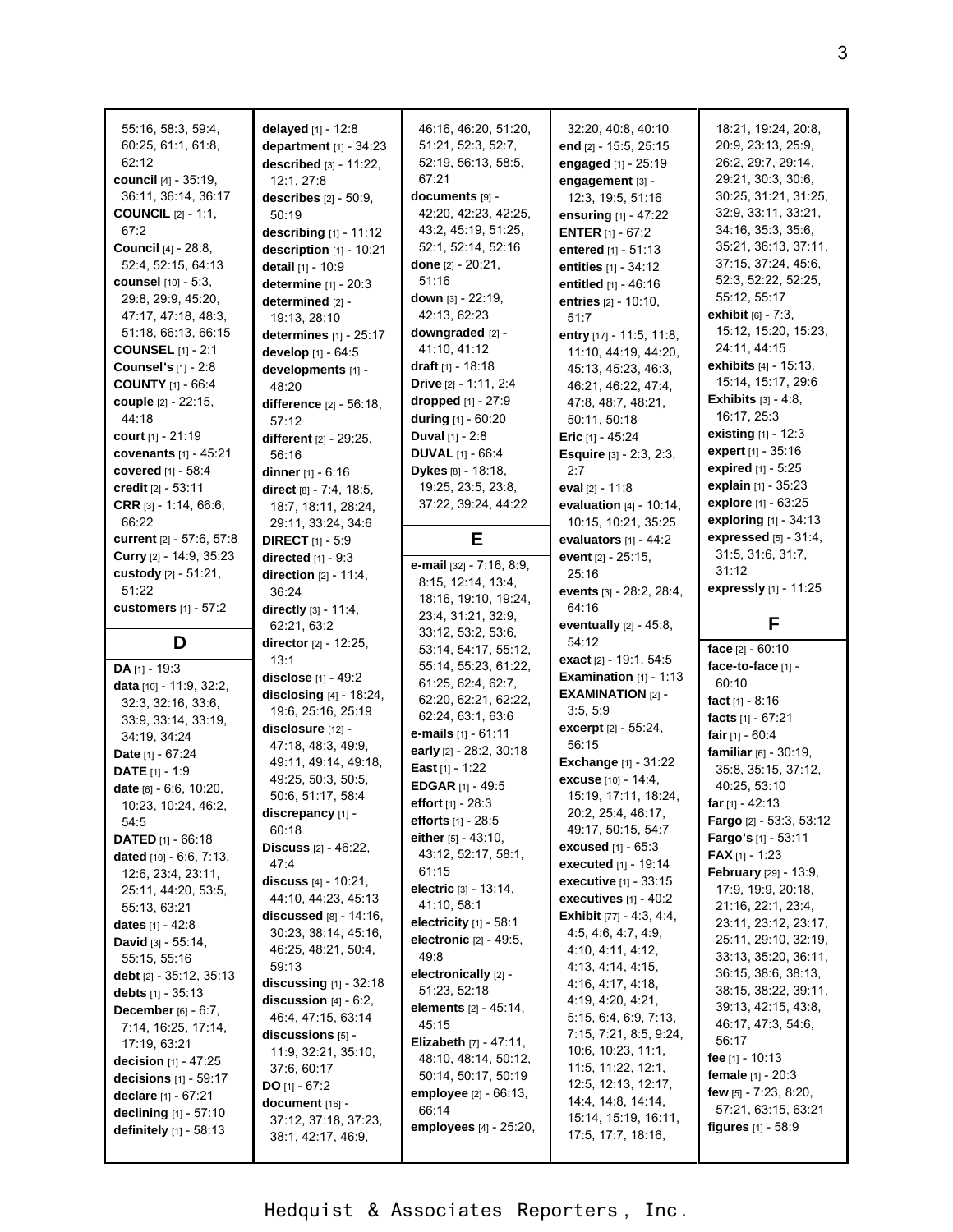55:16, 58:3, 59:4, 60:25, 61:1, 61:8, 62:12
**council** [4] - 35:19, 36:11, 36:14, 36:17
**COUNCIL** [2] - 1:1, 67:2
**Council** [4] - 28:8, 52:4, 52:15, 64:13
**counsel** [10] - 5:3, 29:8, 29:9, 45:20, 47:17, 47:18, 48:3, 51:18, 66:13, 66:15
**COUNSEL** [1] - 2:1
**Counsel's** [1] - 2:8
**COUNTY** [1] - 66:4
**couple** [2] - 22:15, 44:18
**court** [1] - 21:19
**covenants** [1] - 45:21
**covered** [1] - 58:4
**credit** [2] - 53:11
**CRR** [3] - 1:14, 66:6, 66:22
**current** [2] - 57:6, 57:8
**Curry** [2] - 14:9, 35:23
**custody** [2] - 51:21, 51:22
**customers** [1] - 57:2

## D

**DA** [1] - 19:3
**data** [10] - 11:9, 32:2, 32:3, 32:16, 33:6, 33:9, 33:14, 33:19, 34:19, 34:24
**Date** [1] - 67:24
**DATE** [1] - 1:9
**date** [6] - 6:6, 10:20, 10:23, 10:24, 46:2, 54:5
**DATED** [1] - 66:18
**dated** [10] - 6:6, 7:13, 12:6, 23:4, 23:11, 25:11, 44:20, 53:5, 55:13, 63:21
**dates** [1] - 42:8
**David** [3] - 55:14, 55:15, 55:16
**debt** [2] - 35:12, 35:13
**debts** [1] - 35:13
**December** [6] - 6:7, 7:14, 16:25, 17:14, 17:19, 63:21
**decision** [1] - 47:25
**decisions** [1] - 59:17
**declare** [1] - 67:21
**declining** [1] - 57:10
**definitely** [1] - 58:13
**delayed** [1] - 12:8
**department** [1] - 34:23
**described** [3] - 11:22, 12:1, 27:8
**describes** [2] - 50:9, 50:19
**describing** [1] - 11:12
**description** [1] - 10:21
**detail** [1] - 10:9
**determine** [1] - 20:3
**determined** [2] - 19:13, 28:10
**determines** [1] - 25:17
**develop** [1] - 64:5
**developments** [1] - 48:20
**difference** [2] - 56:18, 57:12
**different** [2] - 29:25, 56:16
**dinner** [1] - 6:16
**direct** [8] - 7:4, 18:5, 18:7, 18:11, 28:24, 29:11, 33:24, 34:6
**DIRECT** [1] - 5:9
**directed** [1] - 9:3
**direction** [2] - 11:4, 36:24
**directly** [3] - 11:4, 62:21, 63:2
**director** [2] - 12:25, 13:1
**disclose** [1] - 49:2
**disclosing** [4] - 18:24, 19:6, 25:16, 25:19
**disclosure** [12] - 47:18, 48:3, 49:9, 49:11, 49:14, 49:18, 49:25, 50:3, 50:5, 50:6, 51:17, 58:4
**discrepancy** [1] - 60:18
**Discuss** [2] - 46:22, 47:4
**discuss** [4] - 10:21, 44:10, 44:23, 45:13
**discussed** [8] - 14:16, 30:23, 38:14, 45:16, 46:25, 48:21, 50:4, 59:13
**discussing** [1] - 32:18
**discussion** [4] - 6:2, 46:4, 47:15, 63:14
**discussions** [5] - 11:9, 32:21, 35:10, 37:6, 60:17
**DO** [1] - 67:2
**document** [16] - 37:12, 37:18, 37:23, 38:1, 42:17, 46:9, 46:16, 46:20, 51:20, 51:21, 52:3, 52:7, 52:19, 56:13, 58:5, 67:21
**documents** [9] - 42:20, 42:23, 42:25, 43:2, 45:19, 51:25, 52:1, 52:14, 52:16
**done** [2] - 20:21, 51:16
**down** [3] - 22:19, 42:13, 62:23
**downgraded** [2] - 41:10, 41:12
**draft** [1] - 18:18
**Drive** [2] - 1:11, 2:4
**dropped** [1] - 27:9
**during** [1] - 60:20
**Duval** [1] - 2:8
**DUVAL** [1] - 66:4
**Dykes** [8] - 18:18, 19:25, 23:5, 23:8, 37:22, 39:24, 44:22

## E

**e-mail** [32] - 7:16, 8:9, 8:15, 12:14, 13:4, 18:16, 19:10, 19:24, 23:4, 31:21, 32:9, 33:12, 53:2, 53:6, 53:14, 54:17, 55:12, 55:14, 55:23, 61:22, 61:25, 62:4, 62:7, 62:20, 62:21, 62:22, 62:24, 63:1, 63:6
**e-mails** [1] - 61:11
**early** [2] - 28:2, 30:18
**East** [1] - 1:22
**EDGAR** [1] - 49:5
**effort** [1] - 28:3
**efforts** [1] - 28:5
**either** [5] - 43:10, 43:12, 52:17, 58:1, 61:15
**electric** [3] - 13:14, 41:10, 58:1
**electricity** [1] - 58:1
**electronic** [2] - 49:5, 49:8
**electronically** [2] - 51:23, 52:18
**elements** [2] - 45:14, 45:15
**Elizabeth** [7] - 47:11, 48:10, 48:14, 50:12, 50:14, 50:17, 50:19
**employee** [2] - 66:13, 66:14
**employees** [4] - 25:20, 32:20, 40:8, 40:10
**end** [2] - 15:5, 25:15
**engaged** [1] - 25:19
**engagement** [3] - 12:3, 19:5, 51:16
**ensuring** [1] - 47:22
**ENTER** [1] - 67:2
**entered** [1] - 51:13
**entities** [1] - 34:12
**entitled** [1] - 46:16
**entries** [2] - 10:10, 51:7
**entry** [17] - 11:5, 11:8, 11:10, 44:19, 44:20, 45:13, 45:23, 46:3, 46:21, 46:22, 47:4, 47:8, 48:7, 48:21, 50:11, 50:18
**Eric** [1] - 45:24
**Esquire** [3] - 2:3, 2:3, 2:7
**eval** [2] - 11:8
**evaluation** [4] - 10:14, 10:15, 10:21, 35:25
**evaluators** [1] - 44:2
**event** [2] - 25:15, 25:16
**events** [3] - 28:2, 28:4, 64:16
**eventually** [2] - 45:8, 54:12
**exact** [2] - 19:1, 54:5
**Examination** [1] - 1:13
**EXAMINATION** [2] - 3:5, 5:9
**excerpt** [2] - 55:24, 56:15
**Exchange** [1] - 31:22
**excuse** [10] - 14:4, 15:19, 17:11, 18:24, 20:2, 25:4, 46:17, 49:17, 50:15, 54:7
**excused** [1] - 65:3
**executed** [1] - 19:14
**executive** [1] - 33:15
**executives** [1] - 40:2
**Exhibit** [77] - 4:3, 4:4, 4:5, 4:6, 4:7, 4:9, 4:10, 4:11, 4:12, 4:13, 4:14, 4:15, 4:16, 4:17, 4:18, 4:19, 4:20, 4:21, 5:15, 6:4, 6:9, 7:13, 7:15, 7:21, 8:5, 9:24, 10:6, 10:23, 11:1, 11:5, 11:22, 12:1, 12:5, 12:13, 12:17, 14:4, 14:8, 14:14, 15:14, 15:19, 16:11, 17:5, 17:7, 18:16, 18:21, 19:24, 20:8, 20:9, 23:13, 25:9, 26:2, 29:7, 29:14, 29:21, 30:3, 30:6, 30:25, 31:21, 31:25, 32:9, 33:11, 33:21, 34:16, 35:3, 35:6, 35:21, 36:13, 37:11, 37:15, 37:24, 45:6, 52:3, 52:22, 52:25, 55:12, 55:17
**exhibit** [6] - 7:3, 15:12, 15:20, 15:23, 24:11, 44:15
**exhibits** [4] - 15:13, 15:14, 15:17, 29:6
**Exhibits** [3] - 4:8, 16:17, 25:3
**existing** [1] - 12:3
**expert** [1] - 35:16
**expired** [1] - 5:25
**explain** [1] - 35:23
**explore** [1] - 63:25
**exploring** [1] - 34:13
**expressed** [5] - 31:4, 31:5, 31:6, 31:7, 31:12
**expressly** [1] - 11:25

## F

**face** [2] - 60:10
**face-to-face** [1] - 60:10
**fact** [1] - 8:16
**facts** [1] - 67:21
**fair** [1] - 60:4
**familiar** [6] - 30:19, 35:8, 35:15, 37:12, 40:25, 53:10
**far** [1] - 42:13
**Fargo** [2] - 53:3, 53:12
**Fargo's** [1] - 53:11
**FAX** [1] - 1:23
**February** [29] - 13:9, 17:9, 19:9, 20:18, 21:16, 22:1, 23:4, 23:11, 23:12, 23:17, 25:11, 29:10, 32:19, 33:13, 35:20, 36:11, 36:15, 38:6, 38:13, 38:15, 38:22, 39:11, 39:13, 42:15, 43:8, 46:17, 47:3, 54:6, 56:17
**fee** [1] - 10:13
**female** [1] - 20:3
**few** [5] - 7:23, 8:20, 57:21, 63:15, 63:21
**figures** [1] - 58:9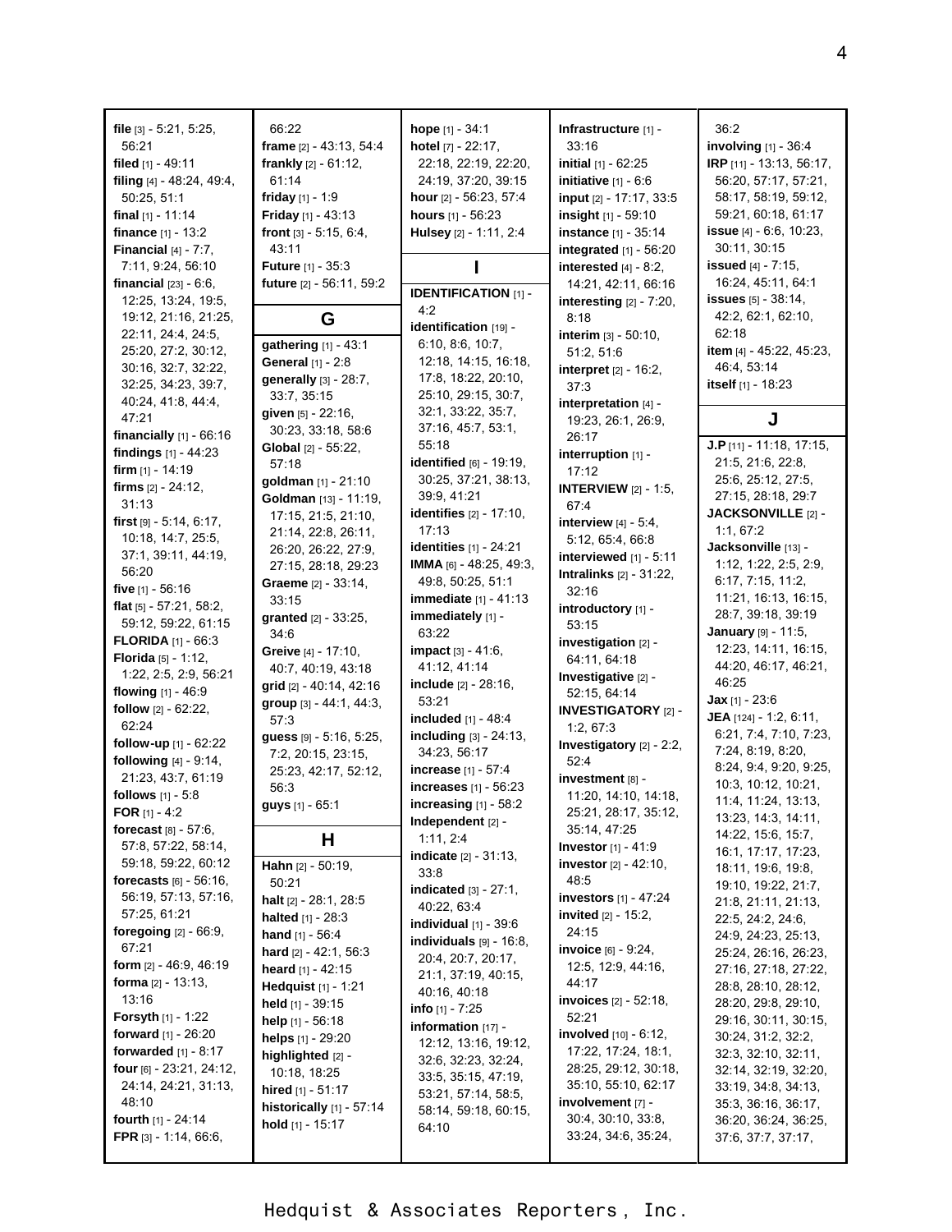**file** [3] - 5:21, 5:25, 56:21
**filed** [1] - 49:11
**filing** [4] - 48:24, 49:4, 50:25, 51:1
**final** [1] - 11:14
**finance** [1] - 13:2
**Financial** [4] - 7:7, 7:11, 9:24, 56:10
**financial** [23] - 6:6, 12:25, 13:24, 19:5, 19:12, 21:16, 21:25, 22:11, 24:4, 24:5, 25:20, 27:2, 30:12, 30:16, 32:7, 32:22, 32:25, 34:23, 39:7, 40:24, 41:8, 44:4, 47:21
**financially** [1] - 66:16
**findings** [1] - 44:23
**firm** [1] - 14:19
**firms** [2] - 24:12, 31:13
**first** [9] - 5:14, 6:17, 10:18, 14:7, 25:5, 37:1, 39:11, 44:19, 56:20
**five** [1] - 56:16
**flat** [5] - 57:21, 58:2, 59:12, 59:22, 61:15
**FLORIDA** [1] - 66:3
**Florida** [5] - 1:12, 1:22, 2:5, 2:9, 56:21
**flowing** [1] - 46:9
**follow** [2] - 62:22, 62:24
**follow-up** [1] - 62:22
**following** [4] - 9:14, 21:23, 43:7, 61:19
**follows** [1] - 5:8
**FOR** [1] - 4:2
**forecast** [8] - 57:6, 57:8, 57:22, 58:14, 59:18, 59:22, 60:12
**forecasts** [6] - 56:16, 56:19, 57:13, 57:16, 57:25, 61:21
**foregoing** [2] - 66:9, 67:21
**form** [2] - 46:9, 46:19
**forma** [2] - 13:13, 13:16
**Forsyth** [1] - 1:22
**forward** [1] - 26:20
**forwarded** [1] - 8:17
**four** [6] - 23:21, 24:12, 24:14, 24:21, 31:13, 48:10
**fourth** [1] - 24:14
**FPR** [3] - 1:14, 66:6, 66:22
**frame** [2] - 43:13, 54:4
**frankly** [2] - 61:12, 61:14
**friday** [1] - 1:9
**Friday** [1] - 43:13
**front** [3] - 5:15, 6:4, 43:11
**Future** [1] - 35:3
**future** [2] - 56:11, 59:2

## G

**gathering** [1] - 43:1
**General** [1] - 2:8
**generally** [3] - 28:7, 33:7, 35:15
**given** [5] - 22:16, 30:23, 33:18, 58:6
**Global** [2] - 55:22, 57:18
**goldman** [1] - 21:10
**Goldman** [13] - 11:19, 17:15, 21:5, 21:10, 21:14, 22:8, 26:11, 26:20, 26:22, 27:9, 27:15, 28:18, 29:23
**Graeme** [2] - 33:14, 33:15
**granted** [2] - 33:25, 34:6
**Greive** [4] - 17:10, 40:7, 40:19, 43:18
**grid** [2] - 40:14, 42:16
**group** [3] - 44:1, 44:3, 57:3
**guess** [9] - 5:16, 5:25, 7:2, 20:15, 23:15, 25:23, 42:17, 52:12, 56:3
**guys** [1] - 65:1

## H

**Hahn** [2] - 50:19, 50:21
**halt** [2] - 28:1, 28:5
**halted** [1] - 28:3
**hand** [1] - 56:4
**hard** [2] - 42:1, 56:3
**heard** [1] - 42:15
**Hedquist** [1] - 1:21
**held** [1] - 39:15
**help** [1] - 56:18
**helps** [1] - 29:20
**highlighted** [2] - 10:18, 18:25
**hired** [1] - 51:17
**historically** [1] - 57:14
**hold** [1] - 15:17
**hope** [1] - 34:1
**hotel** [7] - 22:17, 22:18, 22:19, 22:20, 24:19, 37:20, 39:15
**hour** [2] - 56:23, 57:4
**hours** [1] - 56:23
**Hulsey** [2] - 1:11, 2:4

## I

**IDENTIFICATION** [1] - 4:2
**identification** [19] - 6:10, 8:6, 10:7, 12:18, 14:15, 16:18, 17:8, 18:22, 20:10, 25:10, 29:15, 30:7, 32:1, 33:22, 35:7, 37:16, 45:7, 53:1, 55:18
**identified** [6] - 19:19, 30:25, 37:21, 38:13, 39:9, 41:21
**identifies** [2] - 17:10, 17:13
**identities** [1] - 24:21
**IMMA** [6] - 48:25, 49:3, 49:8, 50:25, 51:1
**immediate** [1] - 41:13
**immediately** [1] - 63:22
**impact** [3] - 41:6, 41:12, 41:14
**include** [2] - 28:16, 53:21
**included** [1] - 48:4
**including** [3] - 24:13, 34:23, 56:17
**increase** [1] - 57:4
**increases** [1] - 56:23
**increasing** [1] - 58:2
**Independent** [2] - 1:11, 2:4
**indicate** [2] - 31:13, 33:8
**indicated** [3] - 27:1, 40:22, 63:4
**individual** [1] - 39:6
**individuals** [9] - 16:8, 20:4, 20:7, 20:17, 21:1, 37:19, 40:15, 40:16, 40:18
**info** [1] - 7:25
**information** [17] - 12:12, 13:16, 19:12, 32:6, 32:23, 32:24, 33:5, 35:15, 47:19, 53:21, 57:14, 58:5, 58:14, 59:18, 60:15, 64:10
**Infrastructure** [1] - 33:16
**initial** [1] - 62:25
**initiative** [1] - 6:6
**input** [2] - 17:17, 33:5
**insight** [1] - 59:10
**instance** [1] - 35:14
**integrated** [1] - 56:20
**interested** [4] - 8:2, 14:21, 42:11, 66:16
**interesting** [2] - 7:20, 8:18
**interim** [3] - 50:10, 51:2, 51:6
**interpret** [2] - 16:2, 37:3
**interpretation** [4] - 19:23, 26:1, 26:9, 26:17
**interruption** [1] - 17:12
**INTERVIEW** [2] - 1:5, 67:4
**interview** [4] - 5:4, 5:12, 65:4, 66:8
**interviewed** [1] - 5:11
**Intralinks** [2] - 31:22, 32:16
**introductory** [1] - 53:15
**investigation** [2] - 64:11, 64:18
**Investigative** [2] - 52:15, 64:14
**INVESTIGATORY** [2] - 1:2, 67:3
**Investigatory** [2] - 2:2, 52:4
**investment** [8] - 11:20, 14:10, 14:18, 25:21, 28:17, 35:12, 35:14, 47:25
**Investor** [1] - 41:9
**investor** [2] - 42:10, 48:5
**investors** [1] - 47:24
**invited** [2] - 15:2, 24:15
**invoice** [6] - 9:24, 12:5, 12:9, 44:16, 44:17
**invoices** [2] - 52:18, 52:21
**involved** [10] - 6:12, 17:22, 17:24, 18:1, 28:25, 29:12, 30:18, 35:10, 55:10, 62:17
**involvement** [7] - 30:4, 30:10, 33:8, 33:24, 34:6, 35:24, 36:2
**involving** [1] - 36:4
**IRP** [11] - 13:13, 56:17, 56:20, 57:17, 57:21, 58:17, 59:12, 59:21, 60:18, 61:17
**issue** [4] - 6:6, 10:23, 30:11, 30:15
**issued** [4] - 7:15, 16:24, 45:11, 64:1
**issues** [5] - 38:14, 42:2, 62:1, 62:10, 62:18
**item** [4] - 45:22, 45:23, 46:4, 53:14
**itself** [1] - 18:23

## J

**J.P** [11] - 11:18, 17:15, 21:5, 21:6, 22:8, 25:6, 25:12, 27:5, 27:15, 28:18, 29:7
**JACKSONVILLE** [2] - 1:1, 67:2
**Jacksonville** [13] - 1:12, 1:22, 2:5, 2:9, 6:17, 7:15, 11:2, 11:21, 16:13, 16:15, 28:7, 39:18, 39:19
**January** [9] - 11:5, 12:23, 14:11, 16:15, 44:20, 46:17, 46:21, 46:25
**Jax** [1] - 23:6
**JEA** [124] - 1:2, 6:11, 6:21, 7:4, 7:10, 7:23, 7:24, 8:19, 8:20, 8:24, 9:4, 9:20, 9:25, 10:3, 10:12, 10:21, 11:4, 11:24, 13:13, 13:23, 14:3, 14:11, 14:22, 15:6, 15:7, 16:1, 17:17, 17:23, 18:11, 19:6, 19:8, 19:10, 19:22, 21:7, 21:8, 21:11, 21:13, 22:5, 24:2, 24:6, 24:9, 24:23, 25:13, 25:24, 26:16, 26:23, 27:16, 27:18, 27:22, 28:8, 28:10, 28:12, 28:20, 29:8, 29:10, 29:16, 30:11, 30:15, 30:24, 31:2, 32:2, 32:3, 32:10, 32:11, 32:14, 32:19, 32:20, 33:19, 34:8, 34:13, 35:3, 36:16, 36:17, 36:20, 36:24, 36:25, 37:6, 37:7, 37:17,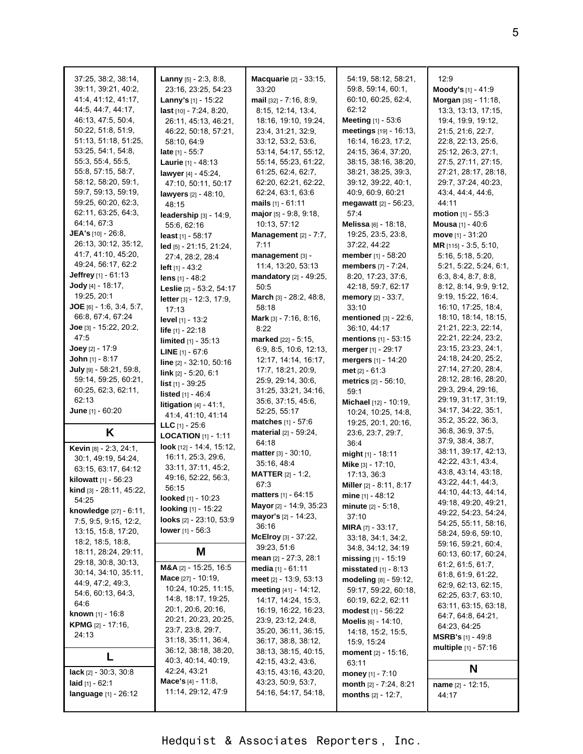37:25, 38:2, 38:14, 39:11, 39:21, 40:2, 41:4, 41:12, 41:17, 44:5, 44:7, 44:17, 46:13, 47:5, 50:4, 50:22, 51:8, 51:9, 51:13, 51:18, 51:25, 53:25, 54:1, 54:8, 55:3, 55:4, 55:5, 55:8, 57:15, 58:7, 58:12, 58:20, 59:1, 59:7, 59:13, 59:19, 59:25, 60:20, 62:3, 62:11, 63:25, 64:3, 64:14, 67:3

**JEA's** [10] - 26:8, 26:13, 30:12, 35:12, 41:7, 41:10, 45:20, 49:24, 56:17, 62:2

**Jeffrey** [1] - 61:13

**Jody** [4] - 18:17, 19:25, 20:1

**JOE** [6] - 1:6, 3:4, 5:7, 66:8, 67:4, 67:24

**Joe** [3] - 15:22, 20:2, 47:5

**Joey** [2] - 17:9

**John** [1] - 8:17

**July** [9] - 58:21, 59:8, 59:14, 59:25, 60:21, 60:25, 62:3, 62:11, 62:13

**June** [1] - 60:20

## K

**Kevin** [8] - 2:3, 24:1, 30:1, 49:19, 54:24, 63:15, 63:17, 64:12

**kilowatt** [1] - 56:23

**kind** [3] - 28:11, 45:22, 54:25

**knowledge** [27] - 6:11, 7:5, 9:5, 9:15, 12:2, 13:15, 15:8, 17:20, 18:2, 18:5, 18:8, 18:11, 28:24, 29:11, 29:18, 30:8, 30:13, 30:14, 34:10, 35:11, 44:9, 47:2, 49:3, 54:6, 60:13, 64:3, 64:6

**known** [1] - 16:8

**KPMG** [2] - 17:16, 24:13

## L

**lack** [2] - 30:3, 30:8

**laid** [1] - 62:1

**language** [1] - 26:12

**Lanny** [5] - 2:3, 8:8, 23:16, 23:25, 54:23

**Lanny's** [1] - 15:22

**last** [10] - 7:24, 8:20, 26:11, 45:13, 46:21, 46:22, 50:18, 57:21, 58:10, 64:9

**late** [1] - 55:7

**Laurie** [1] - 48:13

**lawyer** [4] - 45:24, 47:10, 50:11, 50:17

**lawyers** [2] - 48:10, 48:15

**leadership** [3] - 14:9, 55:6, 62:16

**least** [1] - 58:17

**led** [5] - 21:15, 21:24, 27:4, 28:2, 28:4

**left** [1] - 43:2

**lens** [1] - 48:2

**Leslie** [2] - 53:2, 54:17

**letter** [3] - 12:3, 17:9, 17:13

**level** [1] - 13:2

**life** [1] - 22:18

**limited** [1] - 35:13

**LINE** [1] - 67:6

**line** [2] - 32:10, 50:16

**link** [2] - 5:20, 6:1

**list** [1] - 39:25

**listed** [1] - 46:4

**litigation** [4] - 41:1, 41:4, 41:10, 41:14

**LLC** [1] - 25:6

**LOCATION** [1] - 1:11

**look** [12] - 14:4, 15:12, 16:11, 25:3, 29:6, 33:11, 37:11, 45:2, 49:16, 52:22, 56:3, 56:15

**looked** [1] - 10:23

**looking** [1] - 15:22

**looks** [2] - 23:10, 53:9

**lower** [1] - 56:3

## M

**M&A** [2] - 15:25, 16:5

**Mace** [27] - 10:19, 10:24, 10:25, 11:15, 14:8, 18:17, 19:25, 20:1, 20:6, 20:16, 20:21, 20:23, 20:25, 23:7, 23:8, 29:7, 31:18, 35:11, 36:4, 36:12, 38:18, 38:20, 40:3, 40:14, 40:19, 42:24, 43:21

**Mace's** [4] - 11:8, 11:14, 29:12, 47:9

**Macquarie** [2] - 33:15, 33:20

**mail** [32] - 7:16, 8:9, 8:15, 12:14, 13:4, 18:16, 19:10, 19:24, 23:4, 31:21, 32:9, 33:12, 53:2, 53:6, 53:14, 54:17, 55:12, 55:14, 55:23, 61:22, 61:25, 62:4, 62:7, 62:20, 62:21, 62:22, 62:24, 63:1, 63:6

**mails** [1] - 61:11

**major** [5] - 9:8, 9:18, 10:13, 57:12

**Management** [2] - 7:7, 7:11

**management** [3] - 11:4, 13:20, 53:13

**mandatory** [2] - 49:25, 50:5

**March** [3] - 28:2, 48:8, 58:18

**Mark** [3] - 7:16, 8:16, 8:22

**marked** [22] - 5:15, 6:9, 8:5, 10:6, 12:13, 12:17, 14:14, 16:17, 17:7, 18:21, 20:9, 25:9, 29:14, 30:6, 31:25, 33:21, 34:16, 35:6, 37:15, 45:6, 52:25, 55:17

**matches** [1] - 57:6

**material** [2] - 59:24, 64:18

**matter** [3] - 30:10, 35:16, 48:4

**MATTER** [2] - 1:2, 67:3

**matters** [1] - 64:15

**Mayor** [2] - 14:9, 35:23

**mayor's** [2] - 14:23, 36:16

**McElroy** [3] - 37:22, 39:23, 51:6

**mean** [2] - 27:3, 28:1

**media** [1] - 61:11

**meet** [2] - 13:9, 53:13

**meeting** [41] - 14:12, 14:17, 14:24, 15:3, 16:19, 16:22, 16:23, 23:9, 23:12, 24:8, 35:20, 36:11, 36:15, 36:17, 38:8, 38:12, 38:13, 38:15, 40:15, 42:15, 43:2, 43:6, 43:15, 43:16, 43:20, 43:23, 50:9, 53:7, 54:16, 54:17, 54:18, 54:19, 58:12, 58:21, 59:8, 59:14, 60:1, 60:10, 60:25, 62:4, 62:12

**Meeting** [1] - 53:6

**meetings** [19] - 16:13, 16:14, 16:23, 17:2, 24:15, 36:4, 37:20, 38:15, 38:16, 38:20, 38:21, 38:25, 39:3, 39:12, 39:22, 40:1, 40:9, 60:9, 60:21

**megawatt** [2] - 56:23, 57:4

**Melissa** [6] - 18:18, 19:25, 23:5, 23:8, 37:22, 44:22

**member** [1] - 58:20

**members** [7] - 7:24, 8:20, 17:23, 37:6, 42:18, 59:7, 62:17

**memory** [2] - 33:7, 33:10

**mentioned** [3] - 22:6, 36:10, 44:17

**mentions** [1] - 53:15

**merger** [1] - 29:17

**mergers** [1] - 14:20

**met** [2] - 61:3

**metrics** [2] - 56:10, 59:1

**Michael** [12] - 10:19, 10:24, 10:25, 14:8, 19:25, 20:1, 20:16, 23:6, 23:7, 29:7, 36:4

**might** [1] - 18:11

**Mike** [3] - 17:10, 17:13, 36:3

**Miller** [2] - 8:11, 8:17

**mine** [1] - 48:12

**minute** [2] - 5:18, 37:10

**MIRA** [7] - 33:17, 33:18, 34:1, 34:2, 34:8, 34:12, 34:19

**missing** [1] - 15:19

**misstated** [1] - 8:13

**modeling** [8] - 59:12, 59:17, 59:22, 60:18, 60:19, 62:2, 62:11

**modest** [1] - 56:22

**Moelis** [6] - 14:10, 14:18, 15:2, 15:5, 15:9, 15:24

**moment** [2] - 15:16, 63:11

**money** [1] - 7:10

**month** [2] - 7:24, 8:21

**months** [2] - 12:7, 12:9

**Moody's** [1] - 41:9

**Morgan** [35] - 11:18, 13:3, 13:13, 17:15, 19:4, 19:9, 19:12, 21:5, 21:6, 22:7, 22:8, 22:13, 25:6, 25:12, 26:3, 27:1, 27:5, 27:11, 27:15, 27:21, 28:17, 28:18, 29:7, 37:24, 40:23, 43:4, 44:4, 44:6, 44:11

**motion** [1] - 55:3

**Mousa** [1] - 40:6

**move** [1] - 31:20

**MR** [115] - 3:5, 5:10, 5:16, 5:18, 5:20, 5:21, 5:22, 5:24, 6:1, 6:3, 8:4, 8:7, 8:8, 8:12, 8:14, 9:9, 9:12, 9:19, 15:22, 16:4, 16:10, 17:25, 18:4, 18:10, 18:14, 18:15, 21:21, 22:3, 22:14, 22:21, 22:24, 23:2, 23:15, 23:23, 24:1, 24:18, 24:20, 25:2, 27:14, 27:20, 28:4, 28:12, 28:16, 28:20, 29:3, 29:4, 29:16, 29:19, 31:17, 31:19, 34:17, 34:22, 35:1, 35:2, 35:22, 36:3, 36:8, 36:9, 37:5, 37:9, 38:4, 38:7, 38:11, 39:17, 42:13, 42:22, 43:1, 43:4, 43:8, 43:14, 43:18, 43:22, 44:1, 44:3, 44:10, 44:13, 44:14, 49:18, 49:20, 49:21, 49:22, 54:23, 54:24, 54:25, 55:11, 58:16, 58:24, 59:6, 59:10, 59:16, 59:21, 60:4, 60:13, 60:17, 60:24, 61:2, 61:5, 61:7, 61:8, 61:9, 61:22, 62:9, 62:13, 62:15, 62:25, 63:7, 63:10, 63:11, 63:15, 63:18, 64:7, 64:8, 64:21, 64:23, 64:25

**MSRB's** [1] - 49:8

**multiple** [1] - 57:16

## N

**name** [2] - 12:15, 44:17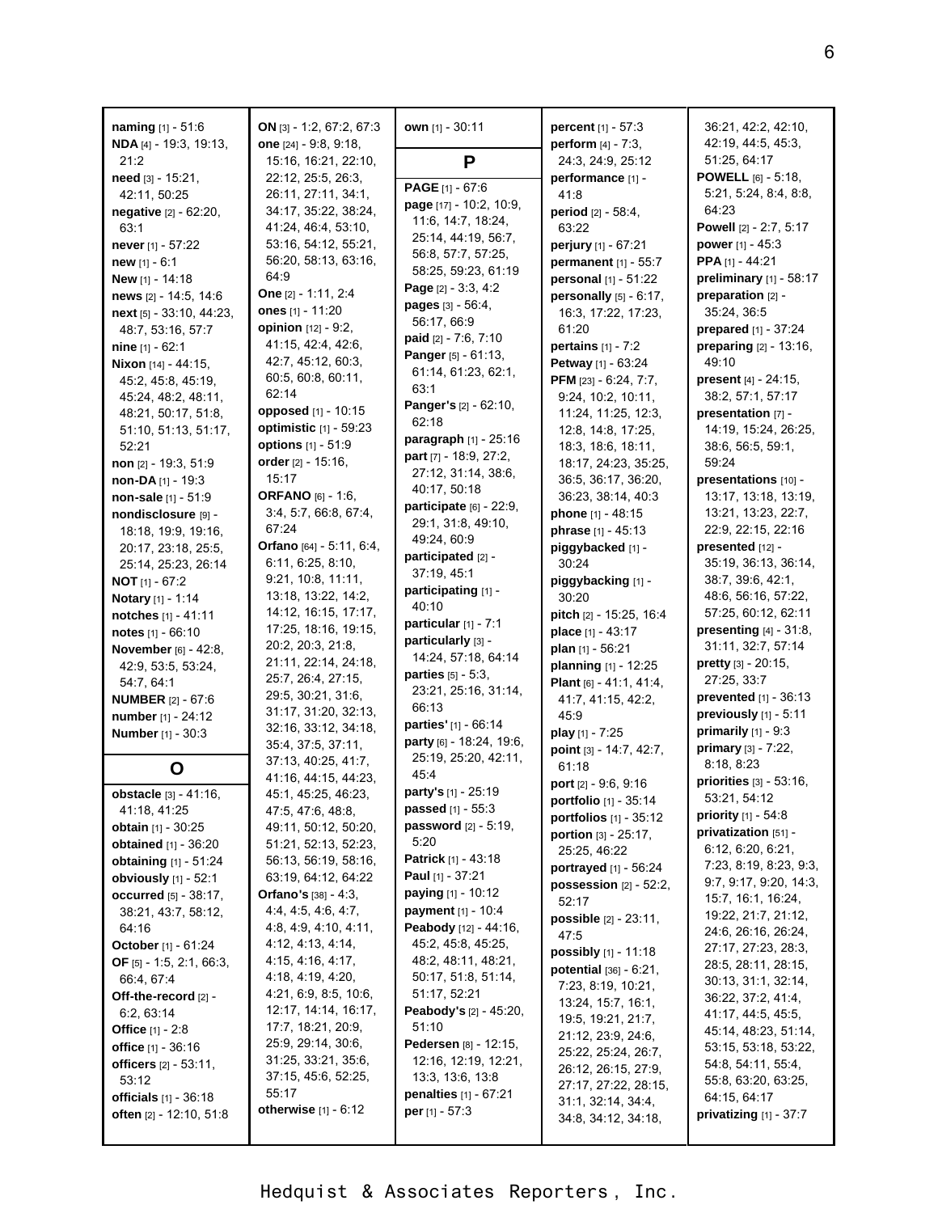**naming** [1] - 51:6
**NDA** [4] - 19:3, 19:13, 21:2
**need** [3] - 15:21, 42:11, 50:25
**negative** [2] - 62:20, 63:1
**never** [1] - 57:22
**new** [1] - 6:1
**New** [1] - 14:18
**news** [2] - 14:5, 14:6
**next** [5] - 33:10, 44:23, 48:7, 53:16, 57:7
**nine** [1] - 62:1
**Nixon** [14] - 44:15, 45:2, 45:8, 45:19, 45:24, 48:2, 48:11, 48:21, 50:17, 51:8, 51:10, 51:13, 51:17, 52:21
**non** [2] - 19:3, 51:9
**non-DA** [1] - 19:3
**non-sale** [1] - 51:9
**nondisclosure** [9] - 18:18, 19:9, 19:16, 20:17, 23:18, 25:5, 25:14, 25:23, 26:14
**NOT** [1] - 67:2
**Notary** [1] - 1:14
**notches** [1] - 41:11
**notes** [1] - 66:10
**November** [6] - 42:8, 42:9, 53:5, 53:24, 54:7, 64:1
**NUMBER** [2] - 67:6
**number** [1] - 24:12
**Number** [1] - 30:3

## O

**obstacle** [3] - 41:16, 41:18, 41:25
**obtain** [1] - 30:25
**obtained** [1] - 36:20
**obtaining** [1] - 51:24
**obviously** [1] - 52:1
**occurred** [5] - 38:17, 38:21, 43:7, 58:12, 64:16
**October** [1] - 61:24
**OF** [5] - 1:5, 2:1, 66:3, 66:4, 67:4
**Off-the-record** [2] - 6:2, 63:14
**Office** [1] - 2:8
**office** [1] - 36:16
**officers** [2] - 53:11, 53:12
**officials** [1] - 36:18
**often** [2] - 12:10, 51:8
**ON** [3] - 1:2, 67:2, 67:3
**one** [24] - 9:8, 9:18, 15:16, 16:21, 22:10, 22:12, 25:5, 26:3, 26:11, 27:11, 34:1, 34:17, 35:22, 38:24, 41:24, 46:4, 53:10, 53:16, 54:12, 55:21, 56:20, 58:13, 63:16, 64:9
**One** [2] - 1:11, 2:4
**ones** [1] - 11:20
**opinion** [12] - 9:2, 41:15, 42:4, 42:6, 42:7, 45:12, 60:3, 60:5, 60:8, 60:11, 62:14
**opposed** [1] - 10:15
**optimistic** [1] - 59:23
**options** [1] - 51:9
**order** [2] - 15:16, 15:17
**ORFANO** [6] - 1:6, 3:4, 5:7, 66:8, 67:4, 67:24
**Orfano** [64] - 5:11, 6:4, 6:11, 6:25, 8:10, 9:21, 10:8, 11:11, 13:18, 13:22, 14:2, 14:12, 16:15, 17:17, 17:25, 18:16, 19:15, 20:2, 20:3, 21:8, 21:11, 22:14, 24:18, 25:7, 26:4, 27:15, 29:5, 30:21, 31:6, 31:17, 31:20, 32:13, 32:16, 33:12, 34:18, 35:4, 37:5, 37:11, 37:13, 40:25, 41:7, 41:16, 44:15, 44:23, 45:1, 45:25, 46:23, 47:5, 47:6, 48:8, 49:11, 50:12, 50:20, 51:21, 52:13, 52:23, 56:13, 56:19, 58:16, 63:19, 64:12, 64:22
**Orfano's** [38] - 4:3, 4:4, 4:5, 4:6, 4:7, 4:8, 4:9, 4:10, 4:11, 4:12, 4:13, 4:14, 4:15, 4:16, 4:17, 4:18, 4:19, 4:20, 4:21, 6:9, 8:5, 10:6, 12:17, 14:14, 16:17, 17:7, 18:21, 20:9, 25:9, 29:14, 30:6, 31:25, 33:21, 35:6, 37:15, 45:6, 52:25, 55:17
**otherwise** [1] - 6:12
**own** [1] - 30:11

## P

**PAGE** [1] - 67:6
**page** [17] - 10:2, 10:9, 11:6, 14:7, 18:24, 25:14, 44:19, 56:7, 56:8, 57:7, 57:25, 58:25, 59:23, 61:19
**Page** [2] - 3:3, 4:2
**pages** [3] - 56:4, 56:17, 66:9
**paid** [2] - 7:6, 7:10
**Panger** [5] - 61:13, 61:14, 61:23, 62:1, 63:1
**Panger's** [2] - 62:10, 62:18
**paragraph** [1] - 25:16
**part** [7] - 18:9, 27:2, 27:12, 31:14, 38:6, 40:17, 50:18
**participate** [6] - 22:9, 29:1, 31:8, 49:10, 49:24, 60:9
**participated** [2] - 37:19, 45:1
**participating** [1] - 40:10
**particular** [1] - 7:1
**particularly** [3] - 14:24, 57:18, 64:14
**parties** [5] - 5:3, 23:21, 25:16, 31:14, 66:13
**parties'** [1] - 66:14
**party** [6] - 18:24, 19:6, 25:19, 25:20, 42:11, 45:4
**party's** [1] - 25:19
**passed** [1] - 55:3
**password** [2] - 5:19, 5:20
**Patrick** [1] - 43:18
**Paul** [1] - 37:21
**paying** [1] - 10:12
**payment** [1] - 10:4
**Peabody** [12] - 44:16, 45:2, 45:8, 45:25, 48:2, 48:11, 48:21, 50:17, 51:8, 51:14, 51:17, 52:21
**Peabody's** [2] - 45:20, 51:10
**Pedersen** [8] - 12:15, 12:16, 12:19, 12:21, 13:3, 13:6, 13:8
**penalties** [1] - 67:21
**per** [1] - 57:3
**percent** [1] - 57:3
**perform** [4] - 7:3, 24:3, 24:9, 25:12
**performance** [1] - 41:8
**period** [2] - 58:4, 63:22
**perjury** [1] - 67:21
**permanent** [1] - 55:7
**personal** [1] - 51:22
**personally** [5] - 6:17, 16:3, 17:22, 17:23, 61:20
**pertains** [1] - 7:2
**Petway** [1] - 63:24
**PFM** [23] - 6:24, 7:7, 9:24, 10:2, 10:11, 11:24, 11:25, 12:3, 12:8, 14:8, 17:25, 18:3, 18:6, 18:11, 18:17, 24:23, 35:25, 36:5, 36:17, 36:20, 36:23, 38:14, 40:3
**phone** [1] - 48:15
**phrase** [1] - 45:13
**piggybacked** [1] - 30:24
**piggybacking** [1] - 30:20
**pitch** [2] - 15:25, 16:4
**place** [1] - 43:17
**plan** [1] - 56:21
**planning** [1] - 12:25
**Plant** [6] - 41:1, 41:4, 41:7, 41:15, 42:2, 45:9
**play** [1] - 7:25
**point** [3] - 14:7, 42:7, 61:18
**port** [2] - 9:6, 9:16
**portfolio** [1] - 35:14
**portfolios** [1] - 35:12
**portion** [3] - 25:17, 25:25, 46:22
**portrayed** [1] - 56:24
**possession** [2] - 52:2, 52:17
**possible** [2] - 23:11, 47:5
**possibly** [1] - 11:18
**potential** [36] - 6:21, 7:23, 8:19, 10:21, 13:24, 15:7, 16:1, 19:5, 19:21, 21:7, 21:12, 23:9, 24:6, 25:22, 25:24, 26:7, 26:12, 26:15, 27:9, 27:17, 27:22, 28:15, 31:1, 32:14, 34:4, 34:8, 34:12, 34:18, 36:21, 42:2, 42:10, 42:19, 44:5, 45:3, 51:25, 64:17
**POWELL** [6] - 5:18, 5:21, 5:24, 8:4, 8:8, 64:23
**Powell** [2] - 2:7, 5:17
**power** [1] - 45:3
**PPA** [1] - 44:21
**preliminary** [1] - 58:17
**preparation** [2] - 35:24, 36:5
**prepared** [1] - 37:24
**preparing** [2] - 13:16, 49:10
**present** [4] - 24:15, 38:2, 57:1, 57:17
**presentation** [7] - 14:19, 15:24, 26:25, 38:6, 56:5, 59:1, 59:24
**presentations** [10] - 13:17, 13:18, 13:19, 13:21, 13:23, 22:7, 22:9, 22:15, 22:16
**presented** [12] - 35:19, 36:13, 36:14, 38:7, 39:6, 42:1, 48:6, 56:16, 57:22, 57:25, 60:12, 62:11
**presenting** [4] - 31:8, 31:11, 32:7, 57:14
**pretty** [3] - 20:15, 27:25, 33:7
**prevented** [1] - 36:13
**previously** [1] - 5:11
**primarily** [1] - 9:3
**primary** [3] - 7:22, 8:18, 8:23
**priorities** [3] - 53:16, 53:21, 54:12
**priority** [1] - 54:8
**privatization** [51] - 6:12, 6:20, 6:21, 7:23, 8:19, 8:23, 9:3, 9:7, 9:17, 9:20, 14:3, 15:7, 16:1, 16:24, 19:22, 21:7, 21:12, 24:6, 26:16, 26:24, 27:17, 27:23, 28:3, 28:5, 28:11, 28:15, 30:13, 31:1, 32:14, 36:22, 37:2, 41:4, 41:17, 44:5, 45:5, 45:14, 48:23, 51:14, 53:15, 53:18, 53:22, 54:8, 54:11, 55:4, 55:8, 63:20, 63:25, 64:15, 64:17
**privatizing** [1] - 37:7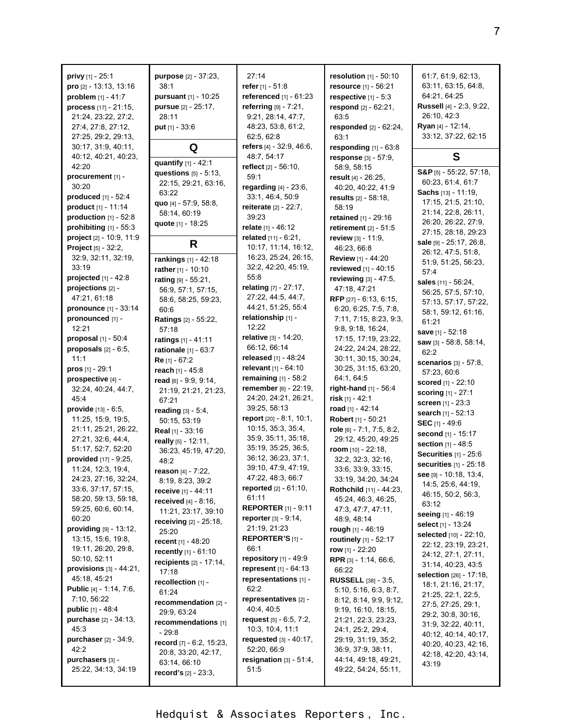**privy** [1] - 25:1
**pro** [2] - 13:13, 13:16
**problem** [1] - 41:7
**process** [17] - 21:15, 21:24, 23:22, 27:2, 27:4, 27:8, 27:12, 27:25, 29:2, 29:13, 30:17, 31:9, 40:11, 40:12, 40:21, 40:23, 42:20
**procurement** [1] - 30:20
**produced** [1] - 52:4
**product** [1] - 11:14
**production** [1] - 52:8
**prohibiting** [1] - 55:3
**project** [2] - 10:9, 11:9
**Project** [5] - 32:2, 32:9, 32:11, 32:19, 33:19
**projected** [1] - 42:8
**projections** [2] - 47:21, 61:18
**pronounce** [1] - 33:14
**pronounced** [1] - 12:21
**proposal** [1] - 50:4
**proposals** [2] - 6:5, 11:1
**pros** [1] - 29:1
**prospective** [4] - 32:24, 40:24, 44:7, 45:4
**provide** [13] - 6:5, 11:25, 15:9, 19:5, 21:11, 25:21, 26:22, 27:21, 32:6, 44:4, 51:17, 52:7, 52:20
**provided** [17] - 9:25, 11:24, 12:3, 19:4, 24:23, 27:16, 32:24, 33:6, 37:17, 57:15, 58:20, 59:13, 59:18, 59:25, 60:6, 60:14, 60:20
**providing** [9] - 13:12, 13:15, 15:6, 19:8, 19:11, 26:20, 29:8, 50:10, 52:11
**provisions** [3] - 44:21, 45:18, 45:21
**Public** [4] - 1:14, 7:6, 7:10, 56:22
**public** [1] - 48:4
**purchase** [2] - 34:13, 45:3
**purchaser** [2] - 34:9, 42:2
**purchasers** [3] - 25:22, 34:13, 34:19
**purpose** [2] - 37:23, 38:1
**pursuant** [1] - 10:25
**pursue** [2] - 25:17, 28:11
**put** [1] - 33:6

## Q

**quantify** [1] - 42:1
**questions** [5] - 5:13, 22:15, 29:21, 63:16, 63:22
**quo** [4] - 57:9, 58:8, 58:14, 60:19
**quote** [1] - 18:25

## R

**rankings** [1] - 42:18
**rather** [1] - 10:10
**rating** [9] - 55:21, 56:9, 57:1, 57:15, 58:6, 58:25, 59:23, 60:6
**Ratings** [2] - 55:22, 57:18
**ratings** [1] - 41:11
**rationale** [1] - 63:7
**Re** [1] - 67:2
**reach** [1] - 45:8
**read** [6] - 9:9, 9:14, 21:19, 21:21, 21:23, 67:21
**reading** [3] - 5:4, 50:15, 53:19
**Real** [1] - 33:16
**really** [5] - 12:11, 36:23, 45:19, 47:20, 48:2
**reason** [4] - 7:22, 8:19, 8:23, 39:2
**receive** [1] - 44:11
**received** [4] - 8:16, 11:21, 23:17, 39:10
**receiving** [2] - 25:18, 25:20
**recent** [1] - 48:20
**recently** [1] - 61:10
**recipients** [2] - 17:14, 17:18
**recollection** [1] - 61:24
**recommendation** [2] - 29:9, 63:24
**recommendations** [1] - 29:8
**record** [7] - 6:2, 15:23, 20:8, 33:20, 42:17, 63:14, 66:10
**record's** [2] - 23:3, 27:14
**refer** [1] - 51:8
**referenced** [1] - 61:23
**referring** [9] - 7:21, 9:21, 28:14, 47:7, 48:23, 53:8, 61:2, 62:5, 62:8
**refers** [4] - 32:9, 46:6, 48:7, 54:17
**reflect** [2] - 56:10, 59:1
**regarding** [4] - 23:6, 33:1, 46:4, 50:9
**reiterate** [2] - 22:7, 39:23
**relate** [1] - 46:12
**related** [11] - 6:21, 10:17, 11:14, 16:12, 16:23, 25:24, 26:15, 32:2, 42:20, 45:19, 55:8
**relating** [7] - 27:17, 27:22, 44:5, 44:7, 44:21, 51:25, 55:4
**relationship** [1] - 12:22
**relative** [3] - 14:20, 66:12, 66:14
**released** [1] - 48:24
**relevant** [1] - 64:10
**remaining** [1] - 58:2
**remember** [6] - 22:19, 24:20, 24:21, 26:21, 39:25, 58:13
**report** [20] - 8:1, 10:1, 10:15, 35:3, 35:4, 35:9, 35:11, 35:18, 35:19, 35:25, 36:5, 36:12, 36:23, 37:1, 39:10, 47:9, 47:19, 47:22, 48:3, 66:7
**reported** [2] - 61:10, 61:11
**REPORTER** [1] - 9:11
**reporter** [3] - 9:14, 21:19, 21:23
**REPORTER'S** [1] - 66:1
**repository** [1] - 49:9
**represent** [1] - 64:13
**representations** [1] - 62:2
**representatives** [2] - 40:4, 40:5
**request** [5] - 6:5, 7:2, 10:3, 10:4, 11:1
**requested** [3] - 40:17, 52:20, 66:9
**resignation** [3] - 51:4, 51:5
**resolution** [1] - 50:10
**resource** [1] - 56:21
**respective** [1] - 5:3
**respond** [2] - 62:21, 63:5
**responded** [2] - 62:24, 63:1
**responding** [1] - 63:8
**response** [3] - 57:9, 58:9, 58:15
**result** [4] - 26:25, 40:20, 40:22, 41:9
**results** [2] - 58:18, 58:19
**retained** [1] - 29:16
**retirement** [2] - 51:5
**review** [3] - 11:9, 46:23, 66:8
**Review** [1] - 44:20
**reviewed** [1] - 40:15
**reviewing** [3] - 47:5, 47:18, 47:21
**RFP** [27] - 6:13, 6:15, 6:20, 6:25, 7:5, 7:8, 7:11, 7:15, 8:23, 9:3, 9:8, 9:18, 16:24, 17:15, 17:19, 23:22, 24:22, 24:24, 28:22, 30:11, 30:15, 30:24, 30:25, 31:15, 63:20, 64:1, 64:5
**right-hand** [1] - 56:4
**risk** [1] - 42:1
**road** [1] - 42:14
**Robert** [1] - 50:21
**role** [6] - 7:1, 7:5, 8:2, 29:12, 45:20, 49:25
**room** [10] - 22:18, 32:2, 32:3, 32:16, 33:6, 33:9, 33:15, 33:19, 34:20, 34:24
**Rothchild** [11] - 44:23, 45:24, 46:3, 46:25, 47:3, 47:7, 47:11, 48:9, 48:14
**rough** [1] - 46:19
**routinely** [1] - 52:17
**row** [1] - 22:20
**RPR** [3] - 1:14, 66:6, 66:22
**RUSSELL** [38] - 3:5, 5:10, 5:16, 6:3, 8:7, 8:12, 8:14, 9:9, 9:12, 9:19, 16:10, 18:15, 21:21, 22:3, 23:23, 24:1, 25:2, 29:4, 29:19, 31:19, 35:2, 36:9, 37:9, 38:11, 44:14, 49:18, 49:21, 49:22, 54:24, 55:11, 61:7, 61:9, 62:13, 63:11, 63:15, 64:8, 64:21, 64:25
**Russell** [4] - 2:3, 9:22, 26:10, 42:3
**Ryan** [4] - 12:14, 33:12, 37:22, 62:15

## S

**S&P** [5] - 55:22, 57:18, 60:23, 61:4, 61:7
**Sachs** [13] - 11:19, 17:15, 21:5, 21:10, 21:14, 22:8, 26:11, 26:20, 26:22, 27:9, 27:15, 28:18, 29:23
**sale** [9] - 25:17, 26:8, 26:12, 47:5, 51:8, 51:9, 51:25, 56:23, 57:4
**sales** [11] - 56:24, 56:25, 57:5, 57:10, 57:13, 57:17, 57:22, 58:1, 59:12, 61:16, 61:21
**save** [1] - 52:18
**saw** [3] - 58:8, 58:14, 62:2
**scenarios** [3] - 57:8, 57:23, 60:6
**scored** [1] - 22:10
**scoring** [1] - 27:1
**screen** [1] - 23:3
**search** [1] - 52:13
**SEC** [1] - 49:6
**second** [1] - 15:17
**section** [1] - 48:5
**Securities** [1] - 25:6
**securities** [1] - 25:18
**see** [9] - 10:18, 13:4, 14:5, 25:6, 44:19, 46:15, 50:2, 56:3, 63:12
**seeing** [1] - 46:19
**select** [1] - 13:24
**selected** [10] - 22:10, 22:12, 23:19, 23:21, 24:12, 27:1, 27:11, 31:14, 40:23, 43:5
**selection** [26] - 17:18, 18:1, 21:16, 21:17, 21:25, 22:1, 22:5, 27:5, 27:25, 29:1, 29:2, 30:8, 30:16, 31:9, 32:22, 40:11, 40:12, 40:14, 40:17, 40:20, 40:23, 42:16, 42:18, 42:20, 43:14, 43:19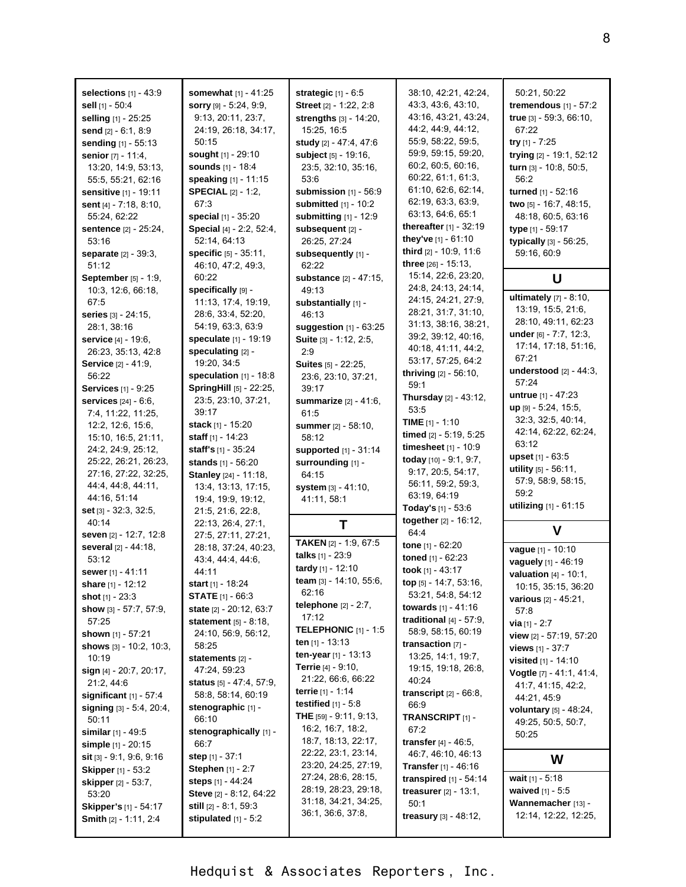**selections** [1] - 43:9
**sell** [1] - 50:4
**selling** [1] - 25:25
**send** [2] - 6:1, 8:9
**sending** [1] - 55:13
**senior** [7] - 11:4, 13:20, 14:9, 53:13, 55:5, 55:21, 62:16
**sensitive** [1] - 19:11
**sent** [4] - 7:18, 8:10, 55:24, 62:22
**sentence** [2] - 25:24, 53:16
**separate** [2] - 39:3, 51:12
**September** [5] - 1:9, 10:3, 12:6, 66:18, 67:5
**series** [3] - 24:15, 28:1, 38:16
**service** [4] - 19:6, 26:23, 35:13, 42:8
**Service** [2] - 41:9, 56:22
**Services** [1] - 9:25
**services** [24] - 6:6, 7:4, 11:22, 11:25, 12:2, 12:6, 15:6, 15:10, 16:5, 21:11, 24:2, 24:9, 25:12, 25:22, 26:21, 26:23, 27:16, 27:22, 32:25, 44:4, 44:8, 44:11, 44:16, 51:14
**set** [3] - 32:3, 32:5, 40:14
**seven** [2] - 12:7, 12:8
**several** [2] - 44:18, 53:12
**sewer** [1] - 41:11
**share** [1] - 12:12
**shot** [1] - 23:3
**show** [3] - 57:7, 57:9, 57:25
**shown** [1] - 57:21
**shows** [3] - 10:2, 10:3, 10:19
**sign** [4] - 20:7, 20:17, 21:2, 44:6
**significant** [1] - 57:4
**signing** [3] - 5:4, 20:4, 50:11
**similar** [1] - 49:5
**simple** [1] - 20:15
**sit** [3] - 9:1, 9:6, 9:16
**Skipper** [1] - 53:2
**skipper** [2] - 53:7, 53:20
**Skipper's** [1] - 54:17
**Smith** [2] - 1:11, 2:4
**somewhat** [1] - 41:25
**sorry** [9] - 5:24, 9:9, 9:13, 20:11, 23:7, 24:19, 26:18, 34:17, 50:15
**sought** [1] - 29:10
**sounds** [1] - 18:4
**speaking** [1] - 11:15
**SPECIAL** [2] - 1:2, 67:3
**special** [1] - 35:20
**Special** [4] - 2:2, 52:4, 52:14, 64:13
**specific** [5] - 35:11, 46:10, 47:2, 49:3, 60:22
**specifically** [9] - 11:13, 17:4, 19:19, 28:6, 33:4, 52:20, 54:19, 63:3, 63:9
**speculate** [1] - 19:19
**speculating** [2] - 19:20, 34:5
**speculation** [1] - 18:8
**SpringHill** [5] - 22:25, 23:5, 23:10, 37:21, 39:17
**stack** [1] - 15:20
**staff** [1] - 14:23
**staff's** [1] - 35:24
**stands** [1] - 56:20
**Stanley** [24] - 11:18, 13:4, 13:13, 17:15, 19:4, 19:9, 19:12, 21:5, 21:6, 22:8, 22:13, 26:4, 27:1, 27:5, 27:11, 27:21, 28:18, 37:24, 40:23, 43:4, 44:4, 44:6, 44:11
**start** [1] - 18:24
**STATE** [1] - 66:3
**state** [2] - 20:12, 63:7
**statement** [5] - 8:18, 24:10, 56:9, 56:12, 58:25
**statements** [2] - 47:24, 59:23
**status** [5] - 47:4, 57:9, 58:8, 58:14, 60:19
**stenographic** [1] - 66:10
**stenographically** [1] - 66:7
**step** [1] - 37:1
**Stephen** [1] - 2:7
**steps** [1] - 44:24
**Steve** [2] - 8:12, 64:22
**still** [2] - 8:1, 59:3
**stipulated** [1] - 5:2
**strategic** [1] - 6:5
**Street** [2] - 1:22, 2:8
**strengths** [3] - 14:20, 15:25, 16:5
**study** [2] - 47:4, 47:6
**subject** [5] - 19:16, 23:5, 32:10, 35:16, 53:6
**submission** [1] - 56:9
**submitted** [1] - 10:2
**submitting** [1] - 12:9
**subsequent** [2] - 26:25, 27:24
**subsequently** [1] - 62:22
**substance** [2] - 47:15, 49:13
**substantially** [1] - 46:13
**suggestion** [1] - 63:25
**Suite** [3] - 1:12, 2:5, 2:9
**Suites** [5] - 22:25, 23:6, 23:10, 37:21, 39:17
**summarize** [2] - 41:6, 61:5
**summer** [2] - 58:10, 58:12
**supported** [1] - 31:14
**surrounding** [1] - 64:15
**system** [3] - 41:10, 41:11, 58:1

## T

**TAKEN** [2] - 1:9, 67:5
**talks** [1] - 23:9
**tardy** [1] - 12:10
**team** [3] - 14:10, 55:6, 62:16
**telephone** [2] - 2:7, 17:12
**TELEPHONIC** [1] - 1:5
**ten** [1] - 13:13
**ten-year** [1] - 13:13
**Terrie** [4] - 9:10, 21:22, 66:6, 66:22
**terrie** [1] - 1:14
**testified** [1] - 5:8
**THE** [59] - 9:11, 9:13, 16:2, 16:7, 18:2, 18:7, 18:13, 22:17, 22:22, 23:1, 23:14, 23:20, 24:25, 27:19, 27:24, 28:6, 28:15, 28:19, 28:23, 29:18, 31:18, 34:21, 34:25, 36:1, 36:6, 37:8, 38:10, 42:21, 42:24, 43:3, 43:6, 43:10, 43:16, 43:21, 43:24, 44:2, 44:9, 44:12, 55:9, 58:22, 59:5, 59:9, 59:15, 59:20, 60:2, 60:5, 60:16, 60:22, 61:1, 61:3, 61:10, 62:6, 62:14, 62:19, 63:3, 63:9, 63:13, 64:6, 65:1
**thereafter** [1] - 32:19
**they've** [1] - 61:10
**third** [2] - 10:9, 11:6
**three** [26] - 15:13, 15:14, 22:6, 23:20, 24:8, 24:13, 24:14, 24:15, 24:21, 27:9, 28:21, 31:7, 31:10, 31:13, 38:16, 38:21, 39:2, 39:12, 40:16, 40:18, 41:11, 44:2, 53:17, 57:25, 64:2
**thriving** [2] - 56:10, 59:1
**Thursday** [2] - 43:12, 53:5
**TIME** [1] - 1:10
**timed** [2] - 5:19, 5:25
**timesheet** [1] - 10:9
**today** [10] - 9:1, 9:7, 9:17, 20:5, 54:17, 56:11, 59:2, 59:3, 63:19, 64:19
**Today's** [1] - 53:6
**together** [2] - 16:12, 64:4
**tone** [1] - 62:20
**toned** [1] - 62:23
**took** [1] - 43:17
**top** [5] - 14:7, 53:16, 53:21, 54:8, 54:12
**towards** [1] - 41:16
**traditional** [4] - 57:9, 58:9, 58:15, 60:19
**transaction** [7] - 13:25, 14:1, 19:7, 19:15, 19:18, 26:8, 40:24
**transcript** [2] - 66:8, 66:9
**TRANSCRIPT** [1] - 67:2
**transfer** [4] - 46:5, 46:7, 46:10, 46:13
**Transfer** [1] - 46:16
**transpired** [1] - 54:14
**treasurer** [2] - 13:1, 50:1
**treasury** [3] - 48:12, 50:21, 50:22
**tremendous** [1] - 57:2
**true** [3] - 59:3, 66:10, 67:22
**try** [1] - 7:25
**trying** [2] - 19:1, 52:12
**turn** [3] - 10:8, 50:5, 56:2
**turned** [1] - 52:16
**two** [5] - 16:7, 48:15, 48:18, 60:5, 63:16
**type** [1] - 59:17
**typically** [3] - 56:25, 59:16, 60:9

## U

**ultimately** [7] - 8:10, 13:19, 15:5, 21:6, 28:10, 49:11, 62:23
**under** [6] - 7:7, 12:3, 17:14, 17:18, 51:16, 67:21
**understood** [2] - 44:3, 57:24
**untrue** [1] - 47:23
**up** [9] - 5:24, 15:5, 32:3, 32:5, 40:14, 42:14, 62:22, 62:24, 63:12
**upset** [1] - 63:5
**utility** [5] - 56:11, 57:9, 58:9, 58:15, 59:2
**utilizing** [1] - 61:15

## V

**vague** [1] - 10:10
**vaguely** [1] - 46:19
**valuation** [4] - 10:1, 10:15, 35:15, 36:20
**various** [2] - 45:21, 57:8
**via** [1] - 2:7
**view** [2] - 57:19, 57:20
**views** [1] - 37:7
**visited** [1] - 14:10
**Vogtle** [7] - 41:1, 41:4, 41:7, 41:15, 42:2, 44:21, 45:9
**voluntary** [5] - 48:24, 49:25, 50:5, 50:7, 50:25

## W

**wait** [1] - 5:18
**waived** [1] - 5:5
**Wannemacher** [13] - 12:14, 12:22, 12:25,

Hedquist & Associates Reporters, Inc.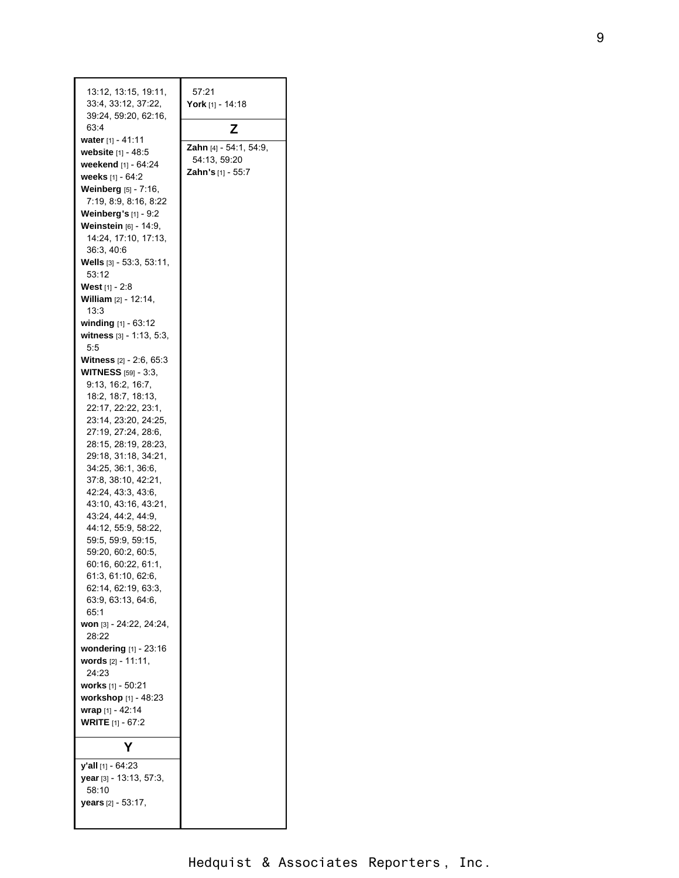13:12, 13:15, 19:11, 33:4, 33:12, 37:22, 39:24, 59:20, 62:16, 63:4

**water** [1] - 41:11

**website** [1] - 48:5

**weekend** [1] - 64:24

**weeks** [1] - 64:2

**Weinberg** [5] - 7:16, 7:19, 8:9, 8:16, 8:22

**Weinberg's** [1] - 9:2

**Weinstein** [6] - 14:9, 14:24, 17:10, 17:13, 36:3, 40:6

**Wells** [3] - 53:3, 53:11, 53:12

**West** [1] - 2:8

**William** [2] - 12:14, 13:3

**winding** [1] - 63:12

**witness** [3] - 1:13, 5:3, 5:5

**Witness** [2] - 2:6, 65:3

**WITNESS** [59] - 3:3, 9:13, 16:2, 16:7, 18:2, 18:7, 18:13, 22:17, 22:22, 23:1, 23:14, 23:20, 24:25, 27:19, 27:24, 28:6, 28:15, 28:19, 28:23, 29:18, 31:18, 34:21, 34:25, 36:1, 36:6, 37:8, 38:10, 42:21, 42:24, 43:3, 43:6, 43:10, 43:16, 43:21, 43:24, 44:2, 44:9, 44:12, 55:9, 58:22, 59:5, 59:9, 59:15, 59:20, 60:2, 60:5, 60:16, 60:22, 61:1, 61:3, 61:10, 62:6, 62:14, 62:19, 63:3, 63:9, 63:13, 64:6, 65:1

**won** [3] - 24:22, 24:24, 28:22

**wondering** [1] - 23:16

**words** [2] - 11:11, 24:23

**works** [1] - 50:21

**workshop** [1] - 48:23

**wrap** [1] - 42:14

**WRITE** [1] - 67:2

## Y

**y'all** [1] - 64:23

**year** [3] - 13:13, 57:3, 58:10

**years** [2] - 53:17, 57:21

**York** [1] - 14:18

## Z

**Zahn** [4] - 54:1, 54:9, 54:13, 59:20

**Zahn's** [1] - 55:7

Hedquist & Associates Reporters, Inc.